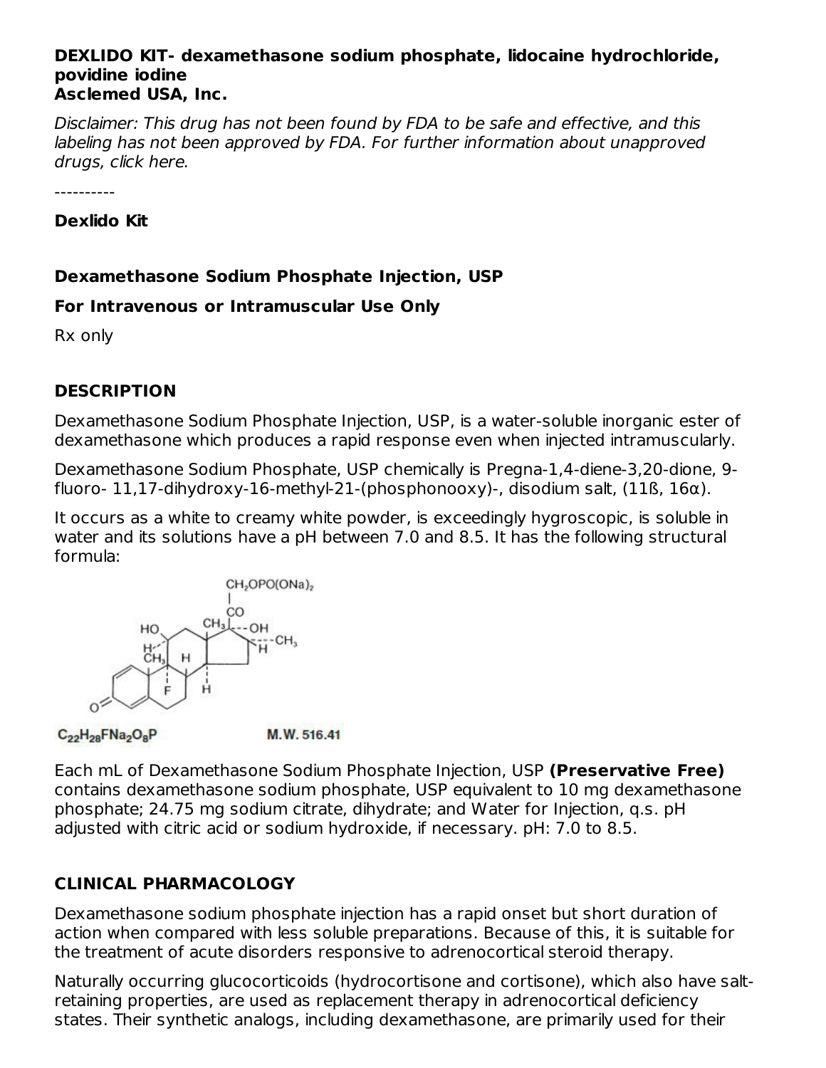**DEXLIDO KIT- dexamethasone sodium phosphate, lidocaine hydrochloride, povidine iodine**
**Asclemed USA, Inc.**

*Disclaimer: This drug has not been found by FDA to be safe and effective, and this labeling has not been approved by FDA. For further information about unapproved drugs, click here.*

----------

**Dexlido Kit**

**Dexamethasone Sodium Phosphate Injection, USP**

**For Intravenous or Intramuscular Use Only**

Rx only

## DESCRIPTION

Dexamethasone Sodium Phosphate Injection, USP, is a water-soluble inorganic ester of dexamethasone which produces a rapid response even when injected intramuscularly.

Dexamethasone Sodium Phosphate, USP chemically is Pregna-1,4-diene-3,20-dione, 9-fluoro- 11,17-dihydroxy-16-methyl-21-(phosphonooxy)-, disodium salt, (11ß, 16α).

It occurs as a white to creamy white powder, is exceedingly hygroscopic, is soluble in water and its solutions have a pH between 7.0 and 8.5. It has the following structural formula:

$C_{22}H_{28}FNa_2O_8P$ M.W. 516.41

Each mL of Dexamethasone Sodium Phosphate Injection, USP **(Preservative Free)** contains dexamethasone sodium phosphate, USP equivalent to 10 mg dexamethasone phosphate; 24.75 mg sodium citrate, dihydrate; and Water for Injection, q.s. pH adjusted with citric acid or sodium hydroxide, if necessary. pH: 7.0 to 8.5.

## CLINICAL PHARMACOLOGY

Dexamethasone sodium phosphate injection has a rapid onset but short duration of action when compared with less soluble preparations. Because of this, it is suitable for the treatment of acute disorders responsive to adrenocortical steroid therapy.

Naturally occurring glucocorticoids (hydrocortisone and cortisone), which also have salt-retaining properties, are used as replacement therapy in adrenocortical deficiency states. Their synthetic analogs, including dexamethasone, are primarily used for their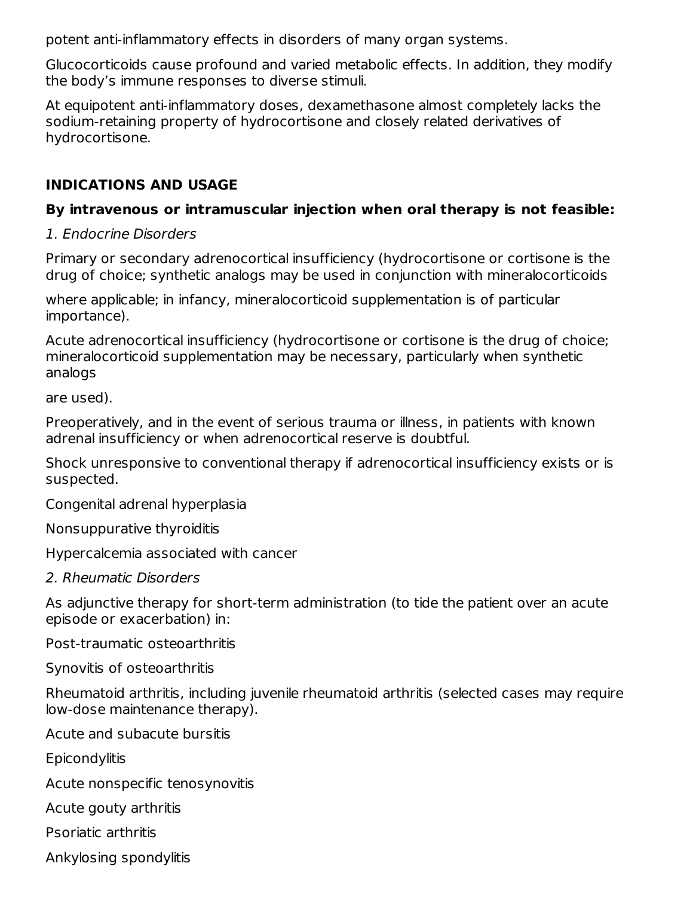potent anti-inflammatory effects in disorders of many organ systems.

Glucocorticoids cause profound and varied metabolic effects. In addition, they modify the body's immune responses to diverse stimuli.

At equipotent anti-inflammatory doses, dexamethasone almost completely lacks the sodium-retaining property of hydrocortisone and closely related derivatives of hydrocortisone.

## INDICATIONS AND USAGE

**By intravenous or intramuscular injection when oral therapy is not feasible:**

*1. Endocrine Disorders*

Primary or secondary adrenocortical insufficiency (hydrocortisone or cortisone is the drug of choice; synthetic analogs may be used in conjunction with mineralocorticoids where applicable; in infancy, mineralocorticoid supplementation is of particular importance).

Acute adrenocortical insufficiency (hydrocortisone or cortisone is the drug of choice; mineralocorticoid supplementation may be necessary, particularly when synthetic analogs are used).

Preoperatively, and in the event of serious trauma or illness, in patients with known adrenal insufficiency or when adrenocortical reserve is doubtful.

Shock unresponsive to conventional therapy if adrenocortical insufficiency exists or is suspected.

Congenital adrenal hyperplasia

Nonsuppurative thyroiditis

Hypercalcemia associated with cancer

*2. Rheumatic Disorders*

As adjunctive therapy for short-term administration (to tide the patient over an acute episode or exacerbation) in:

Post-traumatic osteoarthritis

Synovitis of osteoarthritis

Rheumatoid arthritis, including juvenile rheumatoid arthritis (selected cases may require low-dose maintenance therapy).

Acute and subacute bursitis

Epicondylitis

Acute nonspecific tenosynovitis

Acute gouty arthritis

Psoriatic arthritis

Ankylosing spondylitis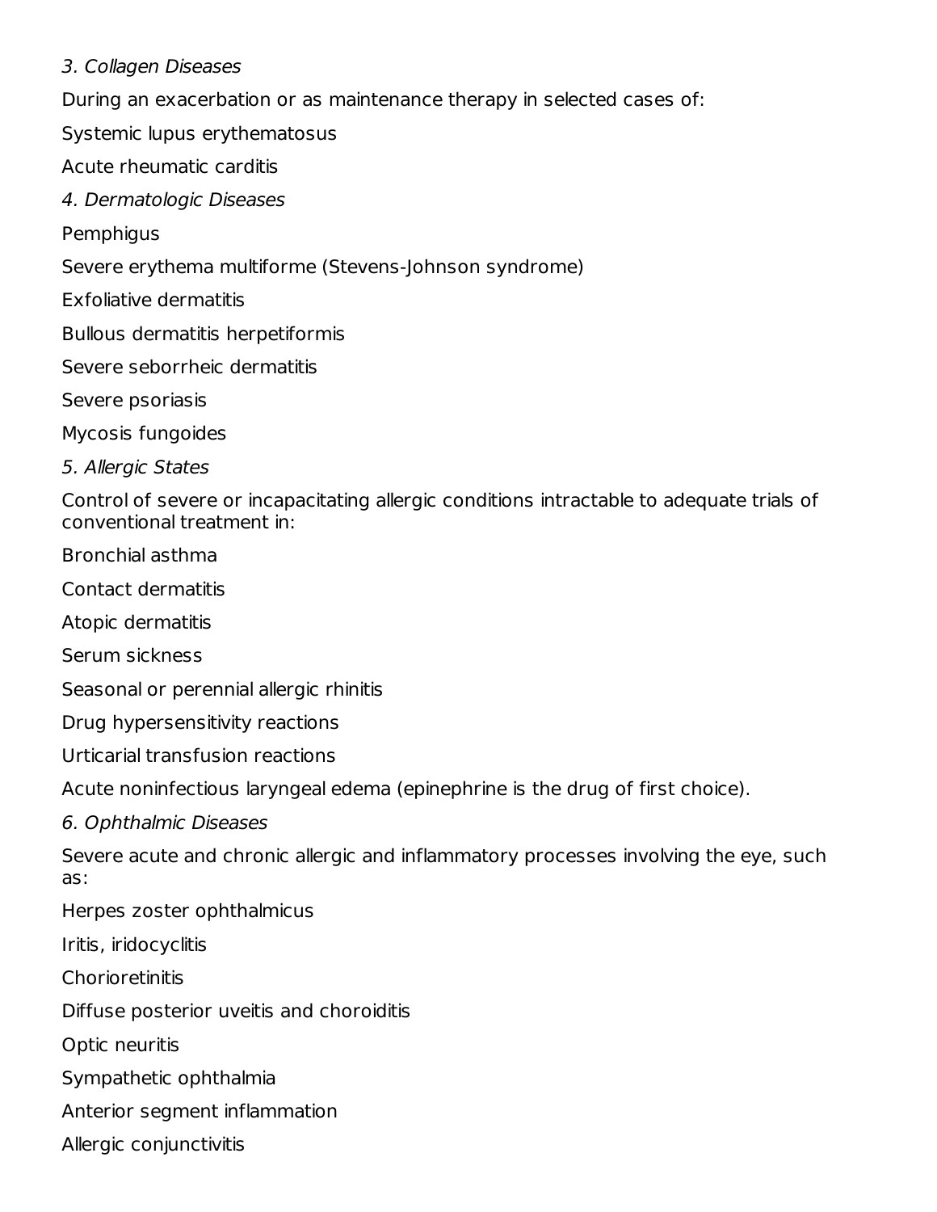*3. Collagen Diseases*

During an exacerbation or as maintenance therapy in selected cases of:

Systemic lupus erythematosus

Acute rheumatic carditis

*4. Dermatologic Diseases*

Pemphigus

Severe erythema multiforme (Stevens-Johnson syndrome)

Exfoliative dermatitis

Bullous dermatitis herpetiformis

Severe seborrheic dermatitis

Severe psoriasis

Mycosis fungoides

*5. Allergic States*

Control of severe or incapacitating allergic conditions intractable to adequate trials of conventional treatment in:

Bronchial asthma

Contact dermatitis

Atopic dermatitis

Serum sickness

Seasonal or perennial allergic rhinitis

Drug hypersensitivity reactions

Urticarial transfusion reactions

Acute noninfectious laryngeal edema (epinephrine is the drug of first choice).

*6. Ophthalmic Diseases*

Severe acute and chronic allergic and inflammatory processes involving the eye, such as:

Herpes zoster ophthalmicus

Iritis, iridocyclitis

Chorioretinitis

Diffuse posterior uveitis and choroiditis

Optic neuritis

Sympathetic ophthalmia

Anterior segment inflammation

Allergic conjunctivitis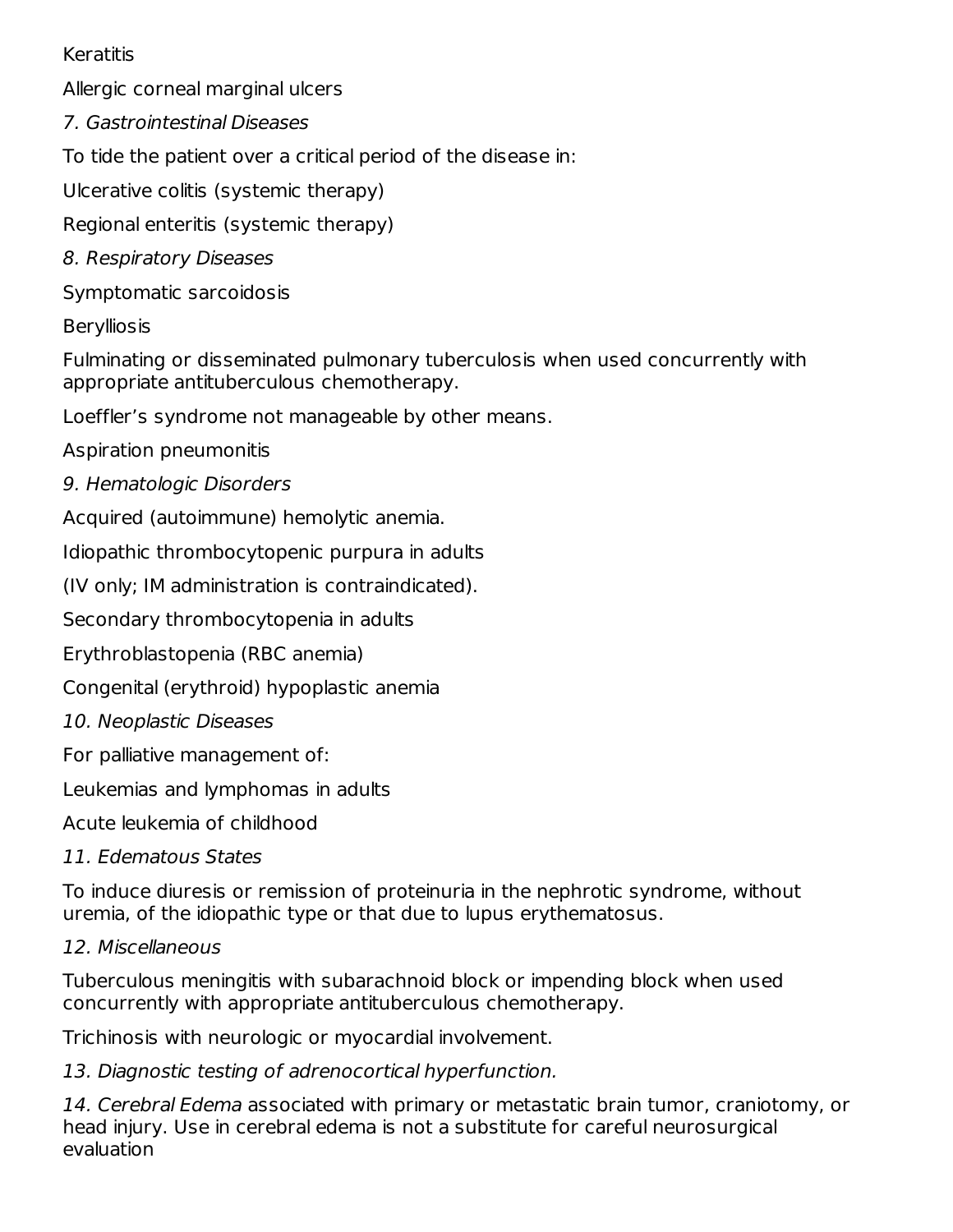Keratitis

Allergic corneal marginal ulcers

*7. Gastrointestinal Diseases*

To tide the patient over a critical period of the disease in:

Ulcerative colitis (systemic therapy)

Regional enteritis (systemic therapy)

*8. Respiratory Diseases*

Symptomatic sarcoidosis

Berylliosis

Fulminating or disseminated pulmonary tuberculosis when used concurrently with appropriate antituberculous chemotherapy.

Loeffler's syndrome not manageable by other means.

Aspiration pneumonitis

*9. Hematologic Disorders*

Acquired (autoimmune) hemolytic anemia.

Idiopathic thrombocytopenic purpura in adults

(IV only; IM administration is contraindicated).

Secondary thrombocytopenia in adults

Erythroblastopenia (RBC anemia)

Congenital (erythroid) hypoplastic anemia

*10. Neoplastic Diseases*

For palliative management of:

Leukemias and lymphomas in adults

Acute leukemia of childhood

*11. Edematous States*

To induce diuresis or remission of proteinuria in the nephrotic syndrome, without uremia, of the idiopathic type or that due to lupus erythematosus.

*12. Miscellaneous*

Tuberculous meningitis with subarachnoid block or impending block when used concurrently with appropriate antituberculous chemotherapy.

Trichinosis with neurologic or myocardial involvement.

*13. Diagnostic testing of adrenocortical hyperfunction.*

*14. Cerebral Edema* associated with primary or metastatic brain tumor, craniotomy, or head injury. Use in cerebral edema is not a substitute for careful neurosurgical evaluation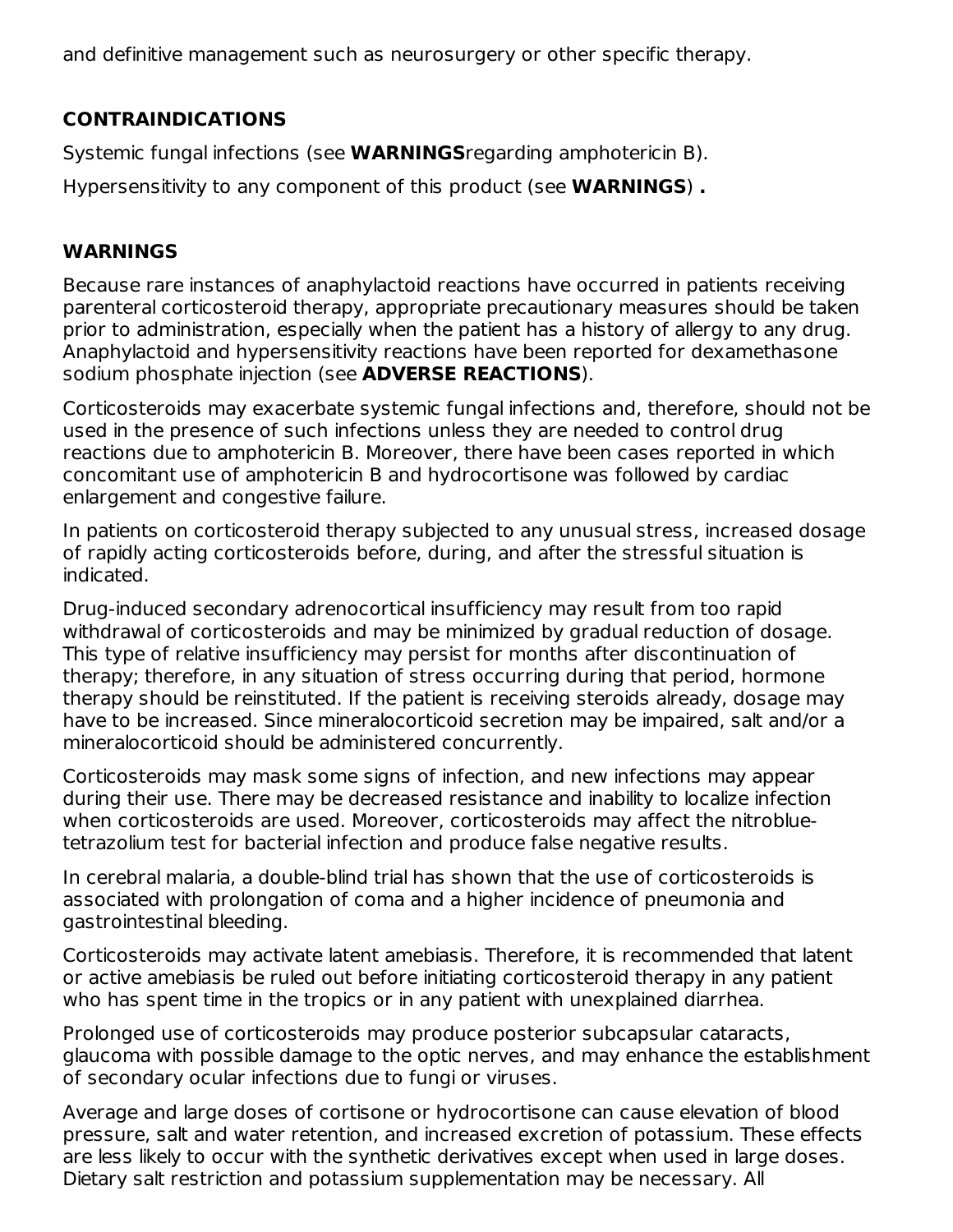and definitive management such as neurosurgery or other specific therapy.

## CONTRAINDICATIONS

Systemic fungal infections (see **WARNINGS** regarding amphotericin B).

Hypersensitivity to any component of this product (see **WARNINGS**) **.**

## WARNINGS

Because rare instances of anaphylactoid reactions have occurred in patients receiving parenteral corticosteroid therapy, appropriate precautionary measures should be taken prior to administration, especially when the patient has a history of allergy to any drug. Anaphylactoid and hypersensitivity reactions have been reported for dexamethasone sodium phosphate injection (see **ADVERSE REACTIONS**).

Corticosteroids may exacerbate systemic fungal infections and, therefore, should not be used in the presence of such infections unless they are needed to control drug reactions due to amphotericin B. Moreover, there have been cases reported in which concomitant use of amphotericin B and hydrocortisone was followed by cardiac enlargement and congestive failure.

In patients on corticosteroid therapy subjected to any unusual stress, increased dosage of rapidly acting corticosteroids before, during, and after the stressful situation is indicated.

Drug-induced secondary adrenocortical insufficiency may result from too rapid withdrawal of corticosteroids and may be minimized by gradual reduction of dosage. This type of relative insufficiency may persist for months after discontinuation of therapy; therefore, in any situation of stress occurring during that period, hormone therapy should be reinstituted. If the patient is receiving steroids already, dosage may have to be increased. Since mineralocorticoid secretion may be impaired, salt and/or a mineralocorticoid should be administered concurrently.

Corticosteroids may mask some signs of infection, and new infections may appear during their use. There may be decreased resistance and inability to localize infection when corticosteroids are used. Moreover, corticosteroids may affect the nitroblue-tetrazolium test for bacterial infection and produce false negative results.

In cerebral malaria, a double-blind trial has shown that the use of corticosteroids is associated with prolongation of coma and a higher incidence of pneumonia and gastrointestinal bleeding.

Corticosteroids may activate latent amebiasis. Therefore, it is recommended that latent or active amebiasis be ruled out before initiating corticosteroid therapy in any patient who has spent time in the tropics or in any patient with unexplained diarrhea.

Prolonged use of corticosteroids may produce posterior subcapsular cataracts, glaucoma with possible damage to the optic nerves, and may enhance the establishment of secondary ocular infections due to fungi or viruses.

Average and large doses of cortisone or hydrocortisone can cause elevation of blood pressure, salt and water retention, and increased excretion of potassium. These effects are less likely to occur with the synthetic derivatives except when used in large doses. Dietary salt restriction and potassium supplementation may be necessary. All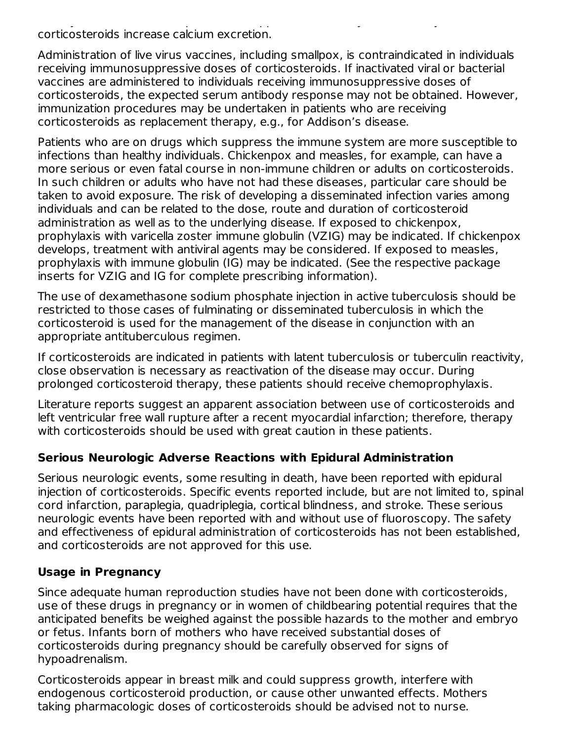corticosteroids increase calcium excretion.

Administration of live virus vaccines, including smallpox, is contraindicated in individuals receiving immunosuppressive doses of corticosteroids. If inactivated viral or bacterial vaccines are administered to individuals receiving immunosuppressive doses of corticosteroids, the expected serum antibody response may not be obtained. However, immunization procedures may be undertaken in patients who are receiving corticosteroids as replacement therapy, e.g., for Addison's disease.

Patients who are on drugs which suppress the immune system are more susceptible to infections than healthy individuals. Chickenpox and measles, for example, can have a more serious or even fatal course in non-immune children or adults on corticosteroids. In such children or adults who have not had these diseases, particular care should be taken to avoid exposure. The risk of developing a disseminated infection varies among individuals and can be related to the dose, route and duration of corticosteroid administration as well as to the underlying disease. If exposed to chickenpox, prophylaxis with varicella zoster immune globulin (VZIG) may be indicated. If chickenpox develops, treatment with antiviral agents may be considered. If exposed to measles, prophylaxis with immune globulin (IG) may be indicated. (See the respective package inserts for VZIG and IG for complete prescribing information).

The use of dexamethasone sodium phosphate injection in active tuberculosis should be restricted to those cases of fulminating or disseminated tuberculosis in which the corticosteroid is used for the management of the disease in conjunction with an appropriate antituberculous regimen.

If corticosteroids are indicated in patients with latent tuberculosis or tuberculin reactivity, close observation is necessary as reactivation of the disease may occur. During prolonged corticosteroid therapy, these patients should receive chemoprophylaxis.

Literature reports suggest an apparent association between use of corticosteroids and left ventricular free wall rupture after a recent myocardial infarction; therefore, therapy with corticosteroids should be used with great caution in these patients.

### Serious Neurologic Adverse Reactions with Epidural Administration

Serious neurologic events, some resulting in death, have been reported with epidural injection of corticosteroids. Specific events reported include, but are not limited to, spinal cord infarction, paraplegia, quadriplegia, cortical blindness, and stroke. These serious neurologic events have been reported with and without use of fluoroscopy. The safety and effectiveness of epidural administration of corticosteroids has not been established, and corticosteroids are not approved for this use.

### Usage in Pregnancy

Since adequate human reproduction studies have not been done with corticosteroids, use of these drugs in pregnancy or in women of childbearing potential requires that the anticipated benefits be weighed against the possible hazards to the mother and embryo or fetus. Infants born of mothers who have received substantial doses of corticosteroids during pregnancy should be carefully observed for signs of hypoadrenalism.

Corticosteroids appear in breast milk and could suppress growth, interfere with endogenous corticosteroid production, or cause other unwanted effects. Mothers taking pharmacologic doses of corticosteroids should be advised not to nurse.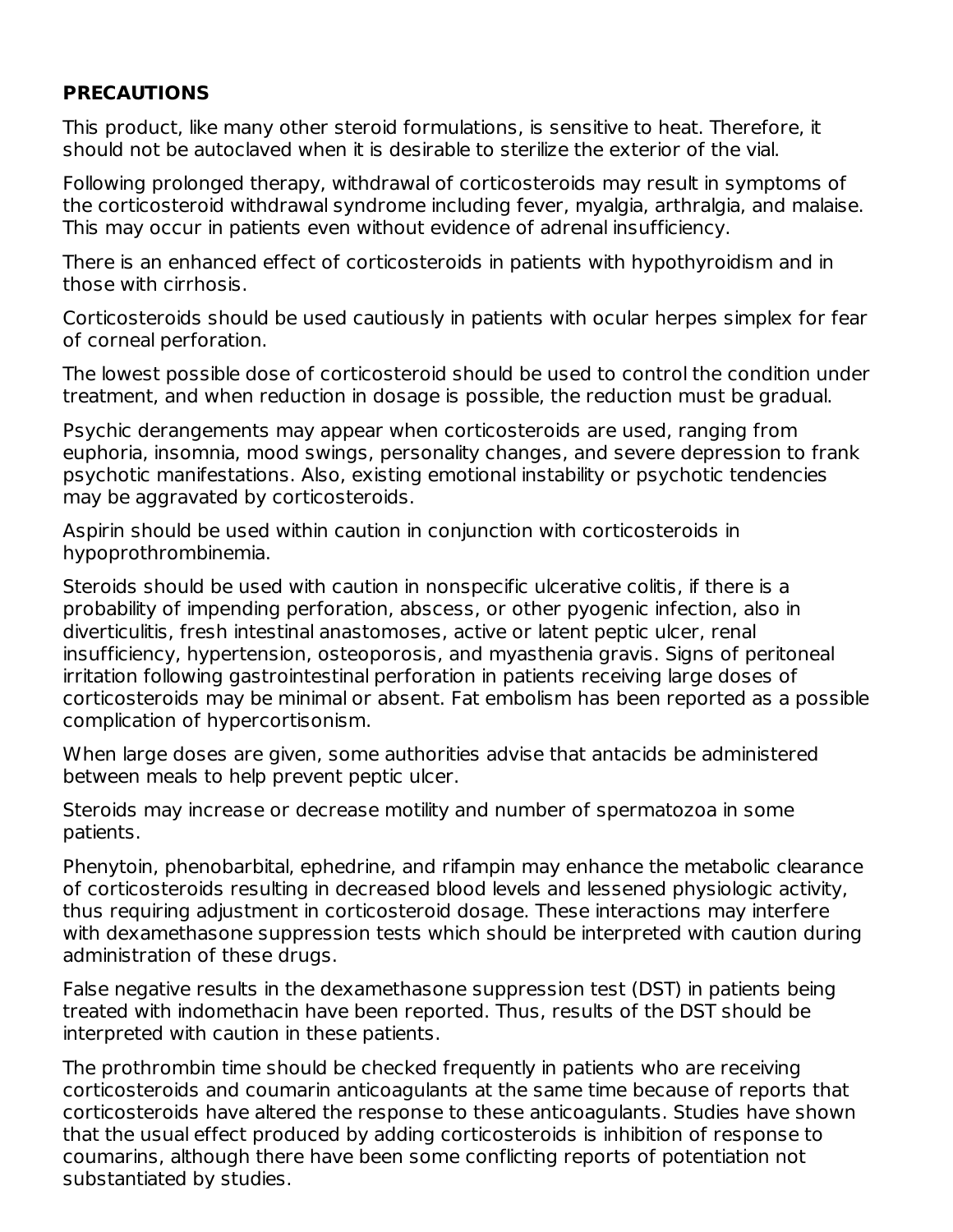## PRECAUTIONS

This product, like many other steroid formulations, is sensitive to heat. Therefore, it should not be autoclaved when it is desirable to sterilize the exterior of the vial.

Following prolonged therapy, withdrawal of corticosteroids may result in symptoms of the corticosteroid withdrawal syndrome including fever, myalgia, arthralgia, and malaise. This may occur in patients even without evidence of adrenal insufficiency.

There is an enhanced effect of corticosteroids in patients with hypothyroidism and in those with cirrhosis.

Corticosteroids should be used cautiously in patients with ocular herpes simplex for fear of corneal perforation.

The lowest possible dose of corticosteroid should be used to control the condition under treatment, and when reduction in dosage is possible, the reduction must be gradual.

Psychic derangements may appear when corticosteroids are used, ranging from euphoria, insomnia, mood swings, personality changes, and severe depression to frank psychotic manifestations. Also, existing emotional instability or psychotic tendencies may be aggravated by corticosteroids.

Aspirin should be used within caution in conjunction with corticosteroids in hypoprothrombinemia.

Steroids should be used with caution in nonspecific ulcerative colitis, if there is a probability of impending perforation, abscess, or other pyogenic infection, also in diverticulitis, fresh intestinal anastomoses, active or latent peptic ulcer, renal insufficiency, hypertension, osteoporosis, and myasthenia gravis. Signs of peritoneal irritation following gastrointestinal perforation in patients receiving large doses of corticosteroids may be minimal or absent. Fat embolism has been reported as a possible complication of hypercortisonism.

When large doses are given, some authorities advise that antacids be administered between meals to help prevent peptic ulcer.

Steroids may increase or decrease motility and number of spermatozoa in some patients.

Phenytoin, phenobarbital, ephedrine, and rifampin may enhance the metabolic clearance of corticosteroids resulting in decreased blood levels and lessened physiologic activity, thus requiring adjustment in corticosteroid dosage. These interactions may interfere with dexamethasone suppression tests which should be interpreted with caution during administration of these drugs.

False negative results in the dexamethasone suppression test (DST) in patients being treated with indomethacin have been reported. Thus, results of the DST should be interpreted with caution in these patients.

The prothrombin time should be checked frequently in patients who are receiving corticosteroids and coumarin anticoagulants at the same time because of reports that corticosteroids have altered the response to these anticoagulants. Studies have shown that the usual effect produced by adding corticosteroids is inhibition of response to coumarins, although there have been some conflicting reports of potentiation not substantiated by studies.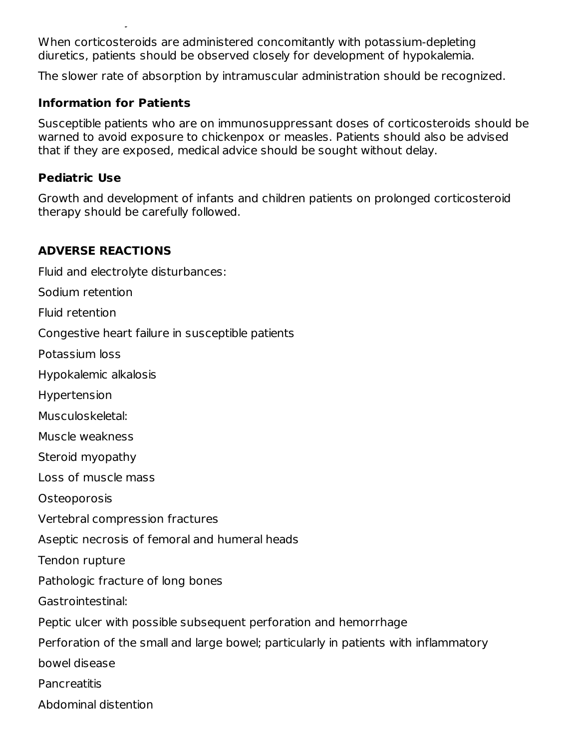When corticosteroids are administered concomitantly with potassium-depleting diuretics, patients should be observed closely for development of hypokalemia.

The slower rate of absorption by intramuscular administration should be recognized.

### Information for Patients

Susceptible patients who are on immunosuppressant doses of corticosteroids should be warned to avoid exposure to chickenpox or measles. Patients should also be advised that if they are exposed, medical advice should be sought without delay.

### Pediatric Use

Growth and development of infants and children patients on prolonged corticosteroid therapy should be carefully followed.

## ADVERSE REACTIONS

Fluid and electrolyte disturbances:

Sodium retention

Fluid retention

Congestive heart failure in susceptible patients

Potassium loss

Hypokalemic alkalosis

Hypertension

Musculoskeletal:

Muscle weakness

Steroid myopathy

Loss of muscle mass

Osteoporosis

Vertebral compression fractures

Aseptic necrosis of femoral and humeral heads

Tendon rupture

Pathologic fracture of long bones

Gastrointestinal:

Peptic ulcer with possible subsequent perforation and hemorrhage

Perforation of the small and large bowel; particularly in patients with inflammatory bowel disease

Pancreatitis

Abdominal distention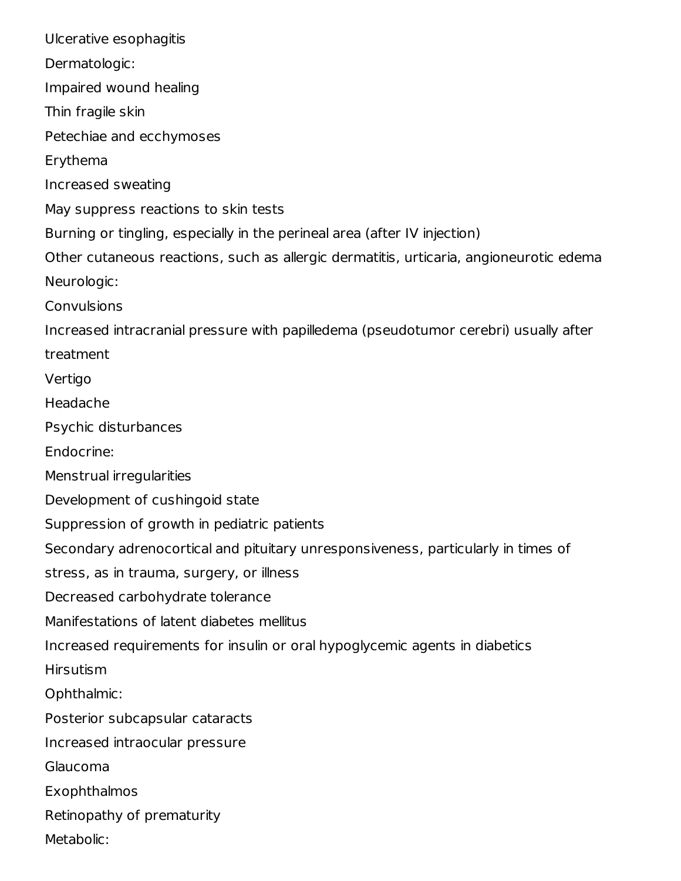Ulcerative esophagitis

Dermatologic:

Impaired wound healing

Thin fragile skin

Petechiae and ecchymoses

Erythema

Increased sweating

May suppress reactions to skin tests

Burning or tingling, especially in the perineal area (after IV injection)

Other cutaneous reactions, such as allergic dermatitis, urticaria, angioneurotic edema

Neurologic:

Convulsions

Increased intracranial pressure with papilledema (pseudotumor cerebri) usually after treatment

Vertigo

Headache

Psychic disturbances

Endocrine:

Menstrual irregularities

Development of cushingoid state

Suppression of growth in pediatric patients

Secondary adrenocortical and pituitary unresponsiveness, particularly in times of stress, as in trauma, surgery, or illness

Decreased carbohydrate tolerance

Manifestations of latent diabetes mellitus

Increased requirements for insulin or oral hypoglycemic agents in diabetics

Hirsutism

Ophthalmic:

Posterior subcapsular cataracts

Increased intraocular pressure

Glaucoma

Exophthalmos

Retinopathy of prematurity

Metabolic: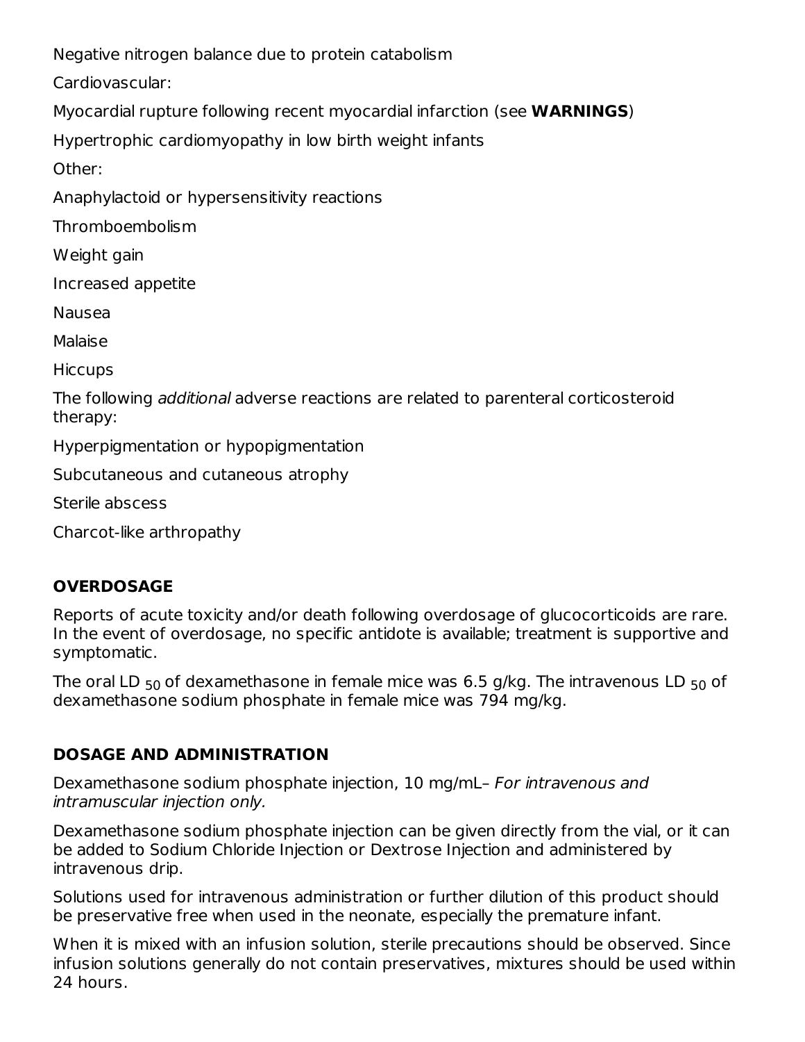Negative nitrogen balance due to protein catabolism

Cardiovascular:

Myocardial rupture following recent myocardial infarction (see **WARNINGS**)

Hypertrophic cardiomyopathy in low birth weight infants

Other:

Anaphylactoid or hypersensitivity reactions

Thromboembolism

Weight gain

Increased appetite

Nausea

Malaise

Hiccups

The following *additional* adverse reactions are related to parenteral corticosteroid therapy:

Hyperpigmentation or hypopigmentation

Subcutaneous and cutaneous atrophy

Sterile abscess

Charcot-like arthropathy

## OVERDOSAGE

Reports of acute toxicity and/or death following overdosage of glucocorticoids are rare. In the event of overdosage, no specific antidote is available; treatment is supportive and symptomatic.

The oral $LD_{50}$ of dexamethasone in female mice was 6.5 g/kg. The intravenous $LD_{50}$ of dexamethasone sodium phosphate in female mice was 794 mg/kg.

## DOSAGE AND ADMINISTRATION

Dexamethasone sodium phosphate injection, 10 mg/mL– *For intravenous and intramuscular injection only.*

Dexamethasone sodium phosphate injection can be given directly from the vial, or it can be added to Sodium Chloride Injection or Dextrose Injection and administered by intravenous drip.

Solutions used for intravenous administration or further dilution of this product should be preservative free when used in the neonate, especially the premature infant.

When it is mixed with an infusion solution, sterile precautions should be observed. Since infusion solutions generally do not contain preservatives, mixtures should be used within 24 hours.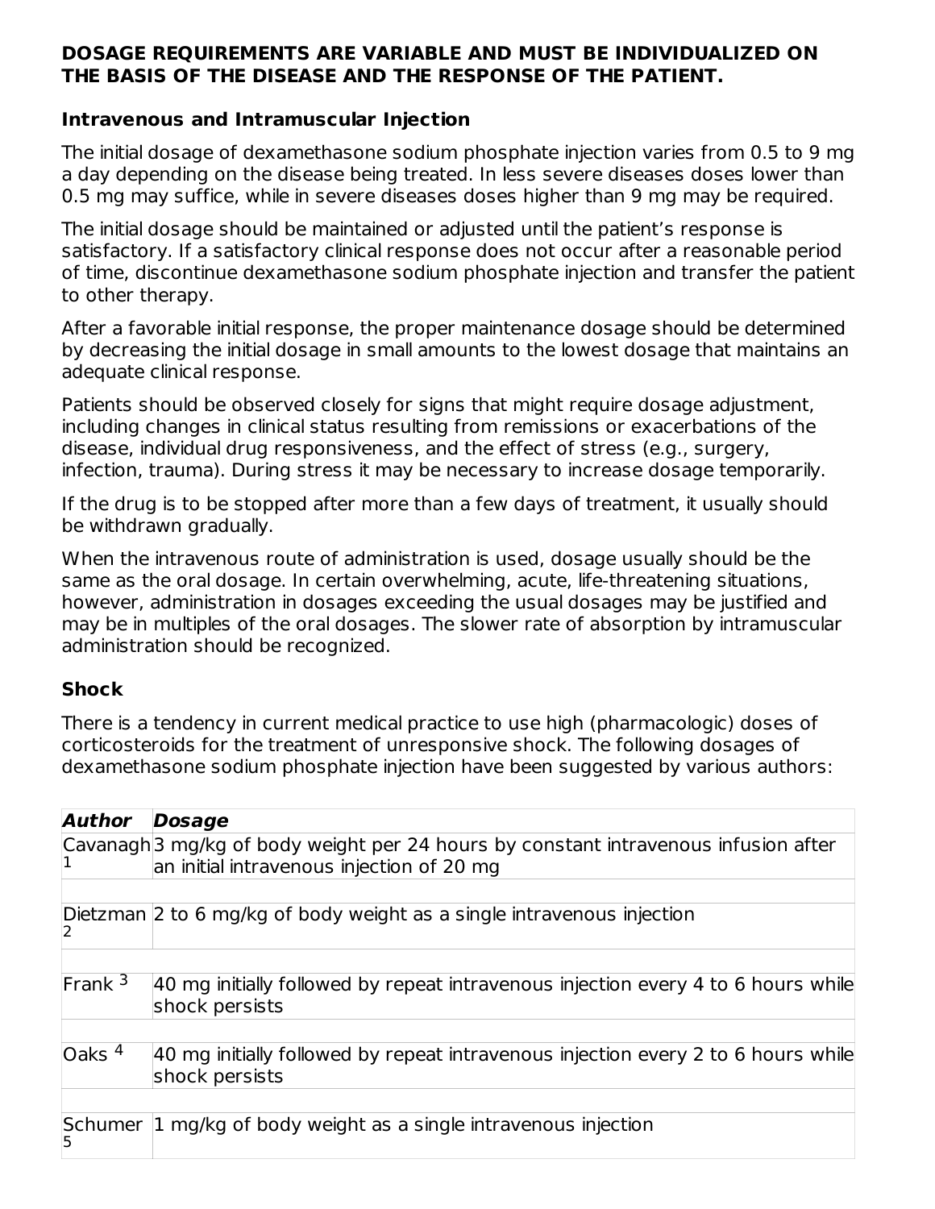**DOSAGE REQUIREMENTS ARE VARIABLE AND MUST BE INDIVIDUALIZED ON THE BASIS OF THE DISEASE AND THE RESPONSE OF THE PATIENT.**

### Intravenous and Intramuscular Injection

The initial dosage of dexamethasone sodium phosphate injection varies from 0.5 to 9 mg a day depending on the disease being treated. In less severe diseases doses lower than 0.5 mg may suffice, while in severe diseases doses higher than 9 mg may be required.

The initial dosage should be maintained or adjusted until the patient's response is satisfactory. If a satisfactory clinical response does not occur after a reasonable period of time, discontinue dexamethasone sodium phosphate injection and transfer the patient to other therapy.

After a favorable initial response, the proper maintenance dosage should be determined by decreasing the initial dosage in small amounts to the lowest dosage that maintains an adequate clinical response.

Patients should be observed closely for signs that might require dosage adjustment, including changes in clinical status resulting from remissions or exacerbations of the disease, individual drug responsiveness, and the effect of stress (e.g., surgery, infection, trauma). During stress it may be necessary to increase dosage temporarily.

If the drug is to be stopped after more than a few days of treatment, it usually should be withdrawn gradually.

When the intravenous route of administration is used, dosage usually should be the same as the oral dosage. In certain overwhelming, acute, life-threatening situations, however, administration in dosages exceeding the usual dosages may be justified and may be in multiples of the oral dosages. The slower rate of absorption by intramuscular administration should be recognized.

### Shock

There is a tendency in current medical practice to use high (pharmacologic) doses of corticosteroids for the treatment of unresponsive shock. The following dosages of dexamethasone sodium phosphate injection have been suggested by various authors:

| ***Author*** | ***Dosage*** |
|---|---|
| Cavanagh [1] | 3 mg/kg of body weight per 24 hours by constant intravenous infusion after an initial intravenous injection of 20 mg |
| Dietzman [2] | 2 to 6 mg/kg of body weight as a single intravenous injection |
| Frank [3] | 40 mg initially followed by repeat intravenous injection every 4 to 6 hours while shock persists |
| Oaks [4] | 40 mg initially followed by repeat intravenous injection every 2 to 6 hours while shock persists |
| Schumer [5] | 1 mg/kg of body weight as a single intravenous injection |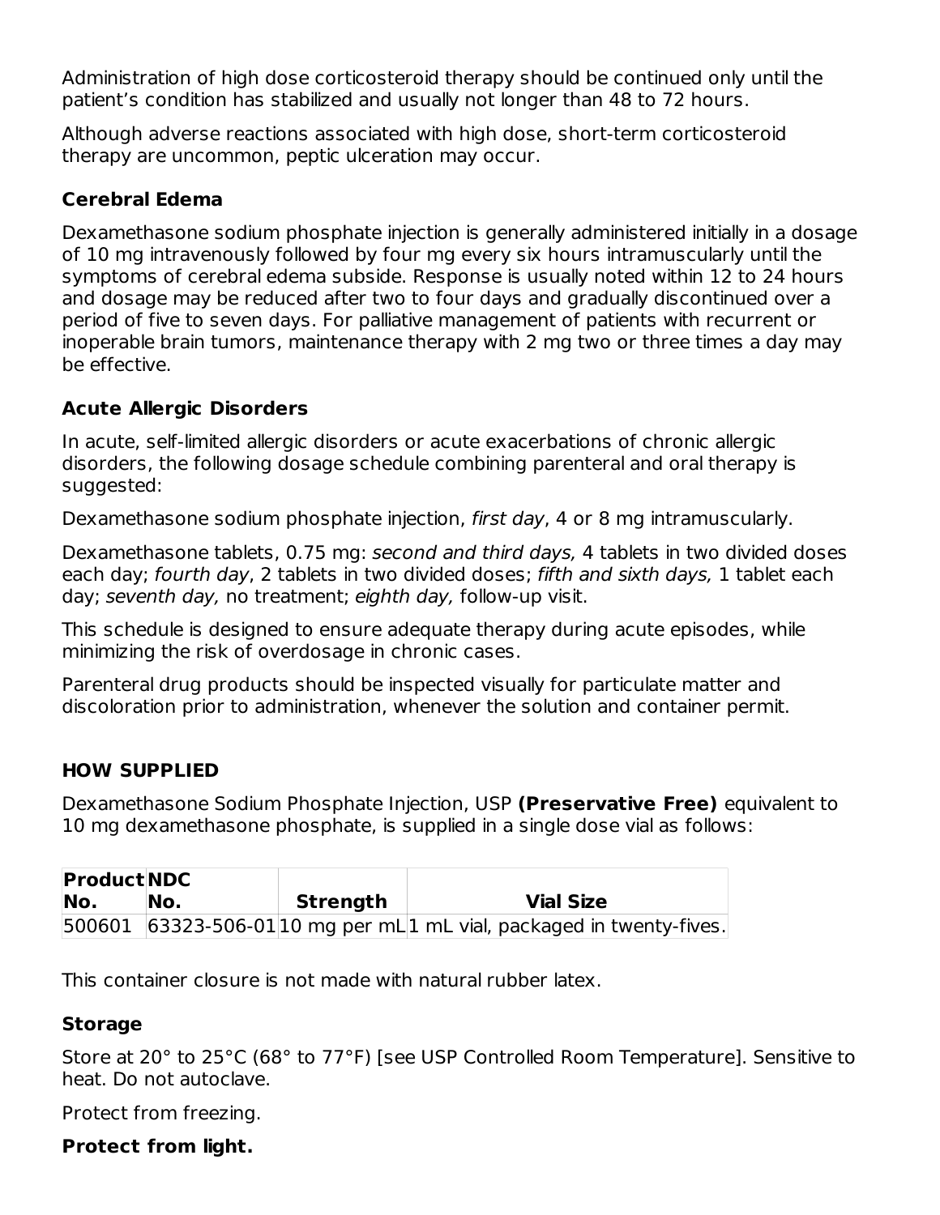Administration of high dose corticosteroid therapy should be continued only until the patient's condition has stabilized and usually not longer than 48 to 72 hours.

Although adverse reactions associated with high dose, short-term corticosteroid therapy are uncommon, peptic ulceration may occur.

### Cerebral Edema

Dexamethasone sodium phosphate injection is generally administered initially in a dosage of 10 mg intravenously followed by four mg every six hours intramuscularly until the symptoms of cerebral edema subside. Response is usually noted within 12 to 24 hours and dosage may be reduced after two to four days and gradually discontinued over a period of five to seven days. For palliative management of patients with recurrent or inoperable brain tumors, maintenance therapy with 2 mg two or three times a day may be effective.

### Acute Allergic Disorders

In acute, self-limited allergic disorders or acute exacerbations of chronic allergic disorders, the following dosage schedule combining parenteral and oral therapy is suggested:

Dexamethasone sodium phosphate injection, *first day*, 4 or 8 mg intramuscularly.

Dexamethasone tablets, 0.75 mg: *second and third days,* 4 tablets in two divided doses each day; *fourth day*, 2 tablets in two divided doses; *fifth and sixth days,* 1 tablet each day; *seventh day,* no treatment; *eighth day,* follow-up visit.

This schedule is designed to ensure adequate therapy during acute episodes, while minimizing the risk of overdosage in chronic cases.

Parenteral drug products should be inspected visually for particulate matter and discoloration prior to administration, whenever the solution and container permit.

## HOW SUPPLIED

Dexamethasone Sodium Phosphate Injection, USP **(Preservative Free)** equivalent to 10 mg dexamethasone phosphate, is supplied in a single dose vial as follows:

| Product No. | NDC No. | Strength | Vial Size |
|---|---|---|---|
| 500601 | 63323-506-01 | 10 mg per mL | 1 mL vial, packaged in twenty-fives. |

This container closure is not made with natural rubber latex.

### Storage

Store at 20° to 25°C (68° to 77°F) [see USP Controlled Room Temperature]. Sensitive to heat. Do not autoclave.

Protect from freezing.

**Protect from light.**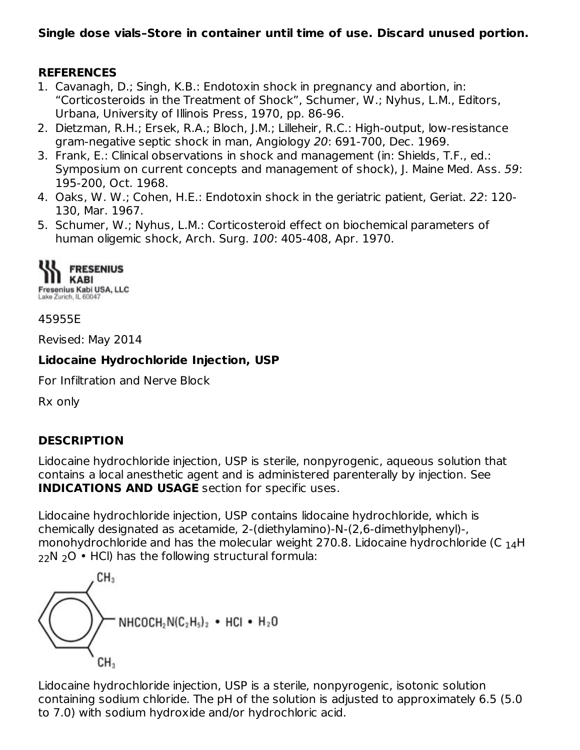**Single dose vials–Store in container until time of use. Discard unused portion.**

**REFERENCES**

1. Cavanagh, D.; Singh, K.B.: Endotoxin shock in pregnancy and abortion, in: "Corticosteroids in the Treatment of Shock", Schumer, W.; Nyhus, L.M., Editors, Urbana, University of Illinois Press, 1970, pp. 86-96.
2. Dietzman, R.H.; Ersek, R.A.; Bloch, J.M.; Lilleheir, R.C.: High-output, low-resistance gram-negative septic shock in man, Angiology *20*: 691-700, Dec. 1969.
3. Frank, E.: Clinical observations in shock and management (in: Shields, T.F., ed.: Symposium on current concepts and management of shock), J. Maine Med. Ass. *59*: 195-200, Oct. 1968.
4. Oaks, W. W.; Cohen, H.E.: Endotoxin shock in the geriatric patient, Geriat. *22*: 120-130, Mar. 1967.
5. Schumer, W.; Nyhus, L.M.: Corticosteroid effect on biochemical parameters of human oligemic shock, Arch. Surg. *100*: 405-408, Apr. 1970.

FRESENIUS KABI
Fresenius Kabi USA, LLC
Lake Zurich, IL 60047

45955E

Revised: May 2014

**Lidocaine Hydrochloride Injection, USP**

For Infiltration and Nerve Block

Rx only

**DESCRIPTION**

Lidocaine hydrochloride injection, USP is sterile, nonpyrogenic, aqueous solution that contains a local anesthetic agent and is administered parenterally by injection. See **INDICATIONS AND USAGE** section for specific uses.

Lidocaine hydrochloride injection, USP contains lidocaine hydrochloride, which is chemically designated as acetamide, 2-(diethylamino)-N-(2,6-dimethylphenyl)-, monohydrochloride and has the molecular weight 270.8. Lidocaine hydrochloride ($C_{14}H_{22}N_2O \cdot HCl$) has the following structural formula:

$NHCOCH_2N(C_2H_5)_2 \cdot HCl \cdot H_2O$ (2,6-dimethylphenyl, with $CH_3$ groups)

Lidocaine hydrochloride injection, USP is a sterile, nonpyrogenic, isotonic solution containing sodium chloride. The pH of the solution is adjusted to approximately 6.5 (5.0 to 7.0) with sodium hydroxide and/or hydrochloric acid.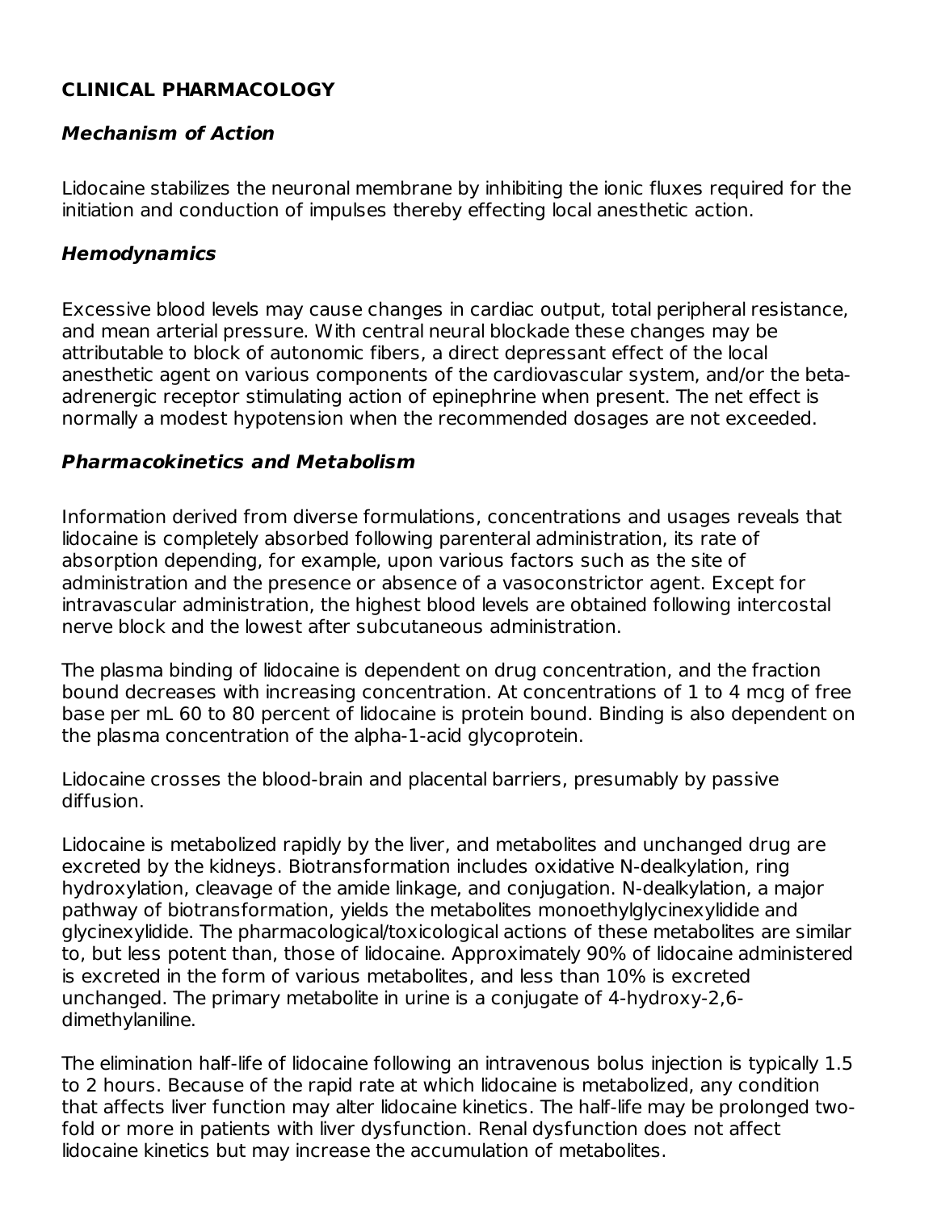## CLINICAL PHARMACOLOGY

### *Mechanism of Action*

Lidocaine stabilizes the neuronal membrane by inhibiting the ionic fluxes required for the initiation and conduction of impulses thereby effecting local anesthetic action.

### *Hemodynamics*

Excessive blood levels may cause changes in cardiac output, total peripheral resistance, and mean arterial pressure. With central neural blockade these changes may be attributable to block of autonomic fibers, a direct depressant effect of the local anesthetic agent on various components of the cardiovascular system, and/or the beta-adrenergic receptor stimulating action of epinephrine when present. The net effect is normally a modest hypotension when the recommended dosages are not exceeded.

### *Pharmacokinetics and Metabolism*

Information derived from diverse formulations, concentrations and usages reveals that lidocaine is completely absorbed following parenteral administration, its rate of absorption depending, for example, upon various factors such as the site of administration and the presence or absence of a vasoconstrictor agent. Except for intravascular administration, the highest blood levels are obtained following intercostal nerve block and the lowest after subcutaneous administration.

The plasma binding of lidocaine is dependent on drug concentration, and the fraction bound decreases with increasing concentration. At concentrations of 1 to 4 mcg of free base per mL 60 to 80 percent of lidocaine is protein bound. Binding is also dependent on the plasma concentration of the alpha-1-acid glycoprotein.

Lidocaine crosses the blood-brain and placental barriers, presumably by passive diffusion.

Lidocaine is metabolized rapidly by the liver, and metabolites and unchanged drug are excreted by the kidneys. Biotransformation includes oxidative N-dealkylation, ring hydroxylation, cleavage of the amide linkage, and conjugation. N-dealkylation, a major pathway of biotransformation, yields the metabolites monoethylglycinexylidide and glycinexylidide. The pharmacological/toxicological actions of these metabolites are similar to, but less potent than, those of lidocaine. Approximately 90% of lidocaine administered is excreted in the form of various metabolites, and less than 10% is excreted unchanged. The primary metabolite in urine is a conjugate of 4-hydroxy-2,6-dimethylaniline.

The elimination half-life of lidocaine following an intravenous bolus injection is typically 1.5 to 2 hours. Because of the rapid rate at which lidocaine is metabolized, any condition that affects liver function may alter lidocaine kinetics. The half-life may be prolonged two-fold or more in patients with liver dysfunction. Renal dysfunction does not affect lidocaine kinetics but may increase the accumulation of metabolites.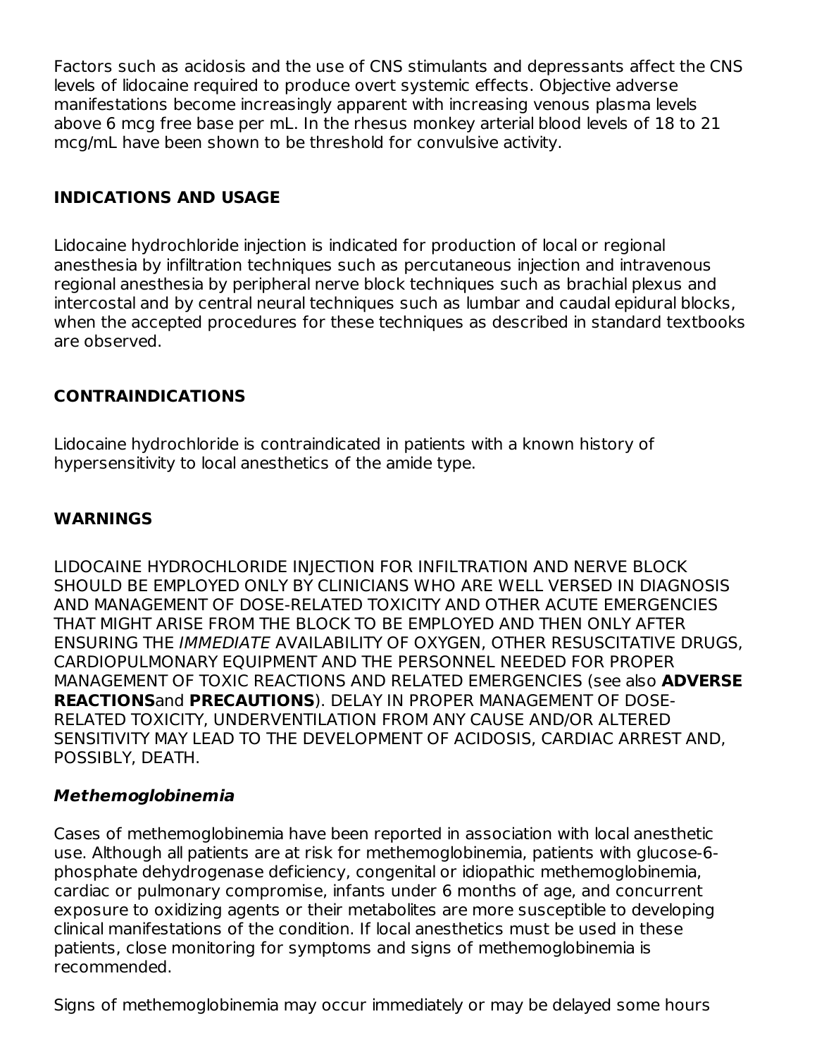Factors such as acidosis and the use of CNS stimulants and depressants affect the CNS levels of lidocaine required to produce overt systemic effects. Objective adverse manifestations become increasingly apparent with increasing venous plasma levels above 6 mcg free base per mL. In the rhesus monkey arterial blood levels of 18 to 21 mcg/mL have been shown to be threshold for convulsive activity.

## INDICATIONS AND USAGE

Lidocaine hydrochloride injection is indicated for production of local or regional anesthesia by infiltration techniques such as percutaneous injection and intravenous regional anesthesia by peripheral nerve block techniques such as brachial plexus and intercostal and by central neural techniques such as lumbar and caudal epidural blocks, when the accepted procedures for these techniques as described in standard textbooks are observed.

## CONTRAINDICATIONS

Lidocaine hydrochloride is contraindicated in patients with a known history of hypersensitivity to local anesthetics of the amide type.

## WARNINGS

LIDOCAINE HYDROCHLORIDE INJECTION FOR INFILTRATION AND NERVE BLOCK SHOULD BE EMPLOYED ONLY BY CLINICIANS WHO ARE WELL VERSED IN DIAGNOSIS AND MANAGEMENT OF DOSE-RELATED TOXICITY AND OTHER ACUTE EMERGENCIES THAT MIGHT ARISE FROM THE BLOCK TO BE EMPLOYED AND THEN ONLY AFTER ENSURING THE *IMMEDIATE* AVAILABILITY OF OXYGEN, OTHER RESUSCITATIVE DRUGS, CARDIOPULMONARY EQUIPMENT AND THE PERSONNEL NEEDED FOR PROPER MANAGEMENT OF TOXIC REACTIONS AND RELATED EMERGENCIES (see also **ADVERSE REACTIONS** and **PRECAUTIONS**). DELAY IN PROPER MANAGEMENT OF DOSE-RELATED TOXICITY, UNDERVENTILATION FROM ANY CAUSE AND/OR ALTERED SENSITIVITY MAY LEAD TO THE DEVELOPMENT OF ACIDOSIS, CARDIAC ARREST AND, POSSIBLY, DEATH.

### *Methemoglobinemia*

Cases of methemoglobinemia have been reported in association with local anesthetic use. Although all patients are at risk for methemoglobinemia, patients with glucose-6-phosphate dehydrogenase deficiency, congenital or idiopathic methemoglobinemia, cardiac or pulmonary compromise, infants under 6 months of age, and concurrent exposure to oxidizing agents or their metabolites are more susceptible to developing clinical manifestations of the condition. If local anesthetics must be used in these patients, close monitoring for symptoms and signs of methemoglobinemia is recommended.

Signs of methemoglobinemia may occur immediately or may be delayed some hours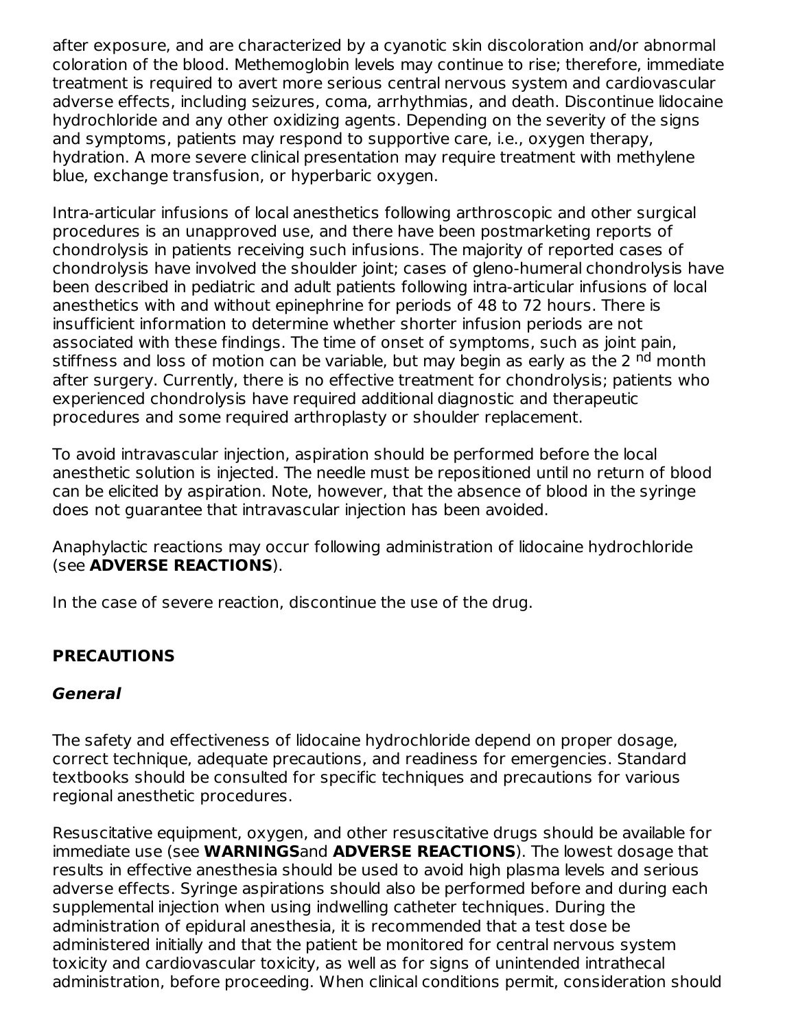after exposure, and are characterized by a cyanotic skin discoloration and/or abnormal coloration of the blood. Methemoglobin levels may continue to rise; therefore, immediate treatment is required to avert more serious central nervous system and cardiovascular adverse effects, including seizures, coma, arrhythmias, and death. Discontinue lidocaine hydrochloride and any other oxidizing agents. Depending on the severity of the signs and symptoms, patients may respond to supportive care, i.e., oxygen therapy, hydration. A more severe clinical presentation may require treatment with methylene blue, exchange transfusion, or hyperbaric oxygen.

Intra-articular infusions of local anesthetics following arthroscopic and other surgical procedures is an unapproved use, and there have been postmarketing reports of chondrolysis in patients receiving such infusions. The majority of reported cases of chondrolysis have involved the shoulder joint; cases of gleno-humeral chondrolysis have been described in pediatric and adult patients following intra-articular infusions of local anesthetics with and without epinephrine for periods of 48 to 72 hours. There is insufficient information to determine whether shorter infusion periods are not associated with these findings. The time of onset of symptoms, such as joint pain, stiffness and loss of motion can be variable, but may begin as early as the 2nd month after surgery. Currently, there is no effective treatment for chondrolysis; patients who experienced chondrolysis have required additional diagnostic and therapeutic procedures and some required arthroplasty or shoulder replacement.

To avoid intravascular injection, aspiration should be performed before the local anesthetic solution is injected. The needle must be repositioned until no return of blood can be elicited by aspiration. Note, however, that the absence of blood in the syringe does not guarantee that intravascular injection has been avoided.

Anaphylactic reactions may occur following administration of lidocaine hydrochloride (see **ADVERSE REACTIONS**).

In the case of severe reaction, discontinue the use of the drug.

## PRECAUTIONS

### *General*

The safety and effectiveness of lidocaine hydrochloride depend on proper dosage, correct technique, adequate precautions, and readiness for emergencies. Standard textbooks should be consulted for specific techniques and precautions for various regional anesthetic procedures.

Resuscitative equipment, oxygen, and other resuscitative drugs should be available for immediate use (see **WARNINGS**and **ADVERSE REACTIONS**). The lowest dosage that results in effective anesthesia should be used to avoid high plasma levels and serious adverse effects. Syringe aspirations should also be performed before and during each supplemental injection when using indwelling catheter techniques. During the administration of epidural anesthesia, it is recommended that a test dose be administered initially and that the patient be monitored for central nervous system toxicity and cardiovascular toxicity, as well as for signs of unintended intrathecal administration, before proceeding. When clinical conditions permit, consideration should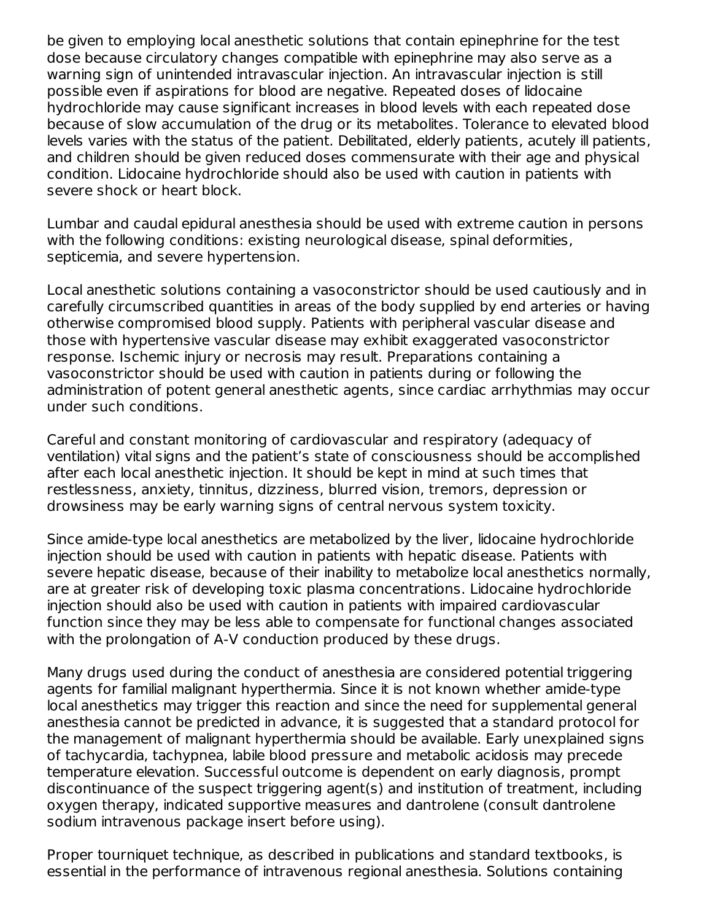be given to employing local anesthetic solutions that contain epinephrine for the test dose because circulatory changes compatible with epinephrine may also serve as a warning sign of unintended intravascular injection. An intravascular injection is still possible even if aspirations for blood are negative. Repeated doses of lidocaine hydrochloride may cause significant increases in blood levels with each repeated dose because of slow accumulation of the drug or its metabolites. Tolerance to elevated blood levels varies with the status of the patient. Debilitated, elderly patients, acutely ill patients, and children should be given reduced doses commensurate with their age and physical condition. Lidocaine hydrochloride should also be used with caution in patients with severe shock or heart block.

Lumbar and caudal epidural anesthesia should be used with extreme caution in persons with the following conditions: existing neurological disease, spinal deformities, septicemia, and severe hypertension.

Local anesthetic solutions containing a vasoconstrictor should be used cautiously and in carefully circumscribed quantities in areas of the body supplied by end arteries or having otherwise compromised blood supply. Patients with peripheral vascular disease and those with hypertensive vascular disease may exhibit exaggerated vasoconstrictor response. Ischemic injury or necrosis may result. Preparations containing a vasoconstrictor should be used with caution in patients during or following the administration of potent general anesthetic agents, since cardiac arrhythmias may occur under such conditions.

Careful and constant monitoring of cardiovascular and respiratory (adequacy of ventilation) vital signs and the patient's state of consciousness should be accomplished after each local anesthetic injection. It should be kept in mind at such times that restlessness, anxiety, tinnitus, dizziness, blurred vision, tremors, depression or drowsiness may be early warning signs of central nervous system toxicity.

Since amide-type local anesthetics are metabolized by the liver, lidocaine hydrochloride injection should be used with caution in patients with hepatic disease. Patients with severe hepatic disease, because of their inability to metabolize local anesthetics normally, are at greater risk of developing toxic plasma concentrations. Lidocaine hydrochloride injection should also be used with caution in patients with impaired cardiovascular function since they may be less able to compensate for functional changes associated with the prolongation of A-V conduction produced by these drugs.

Many drugs used during the conduct of anesthesia are considered potential triggering agents for familial malignant hyperthermia. Since it is not known whether amide-type local anesthetics may trigger this reaction and since the need for supplemental general anesthesia cannot be predicted in advance, it is suggested that a standard protocol for the management of malignant hyperthermia should be available. Early unexplained signs of tachycardia, tachypnea, labile blood pressure and metabolic acidosis may precede temperature elevation. Successful outcome is dependent on early diagnosis, prompt discontinuance of the suspect triggering agent(s) and institution of treatment, including oxygen therapy, indicated supportive measures and dantrolene (consult dantrolene sodium intravenous package insert before using).

Proper tourniquet technique, as described in publications and standard textbooks, is essential in the performance of intravenous regional anesthesia. Solutions containing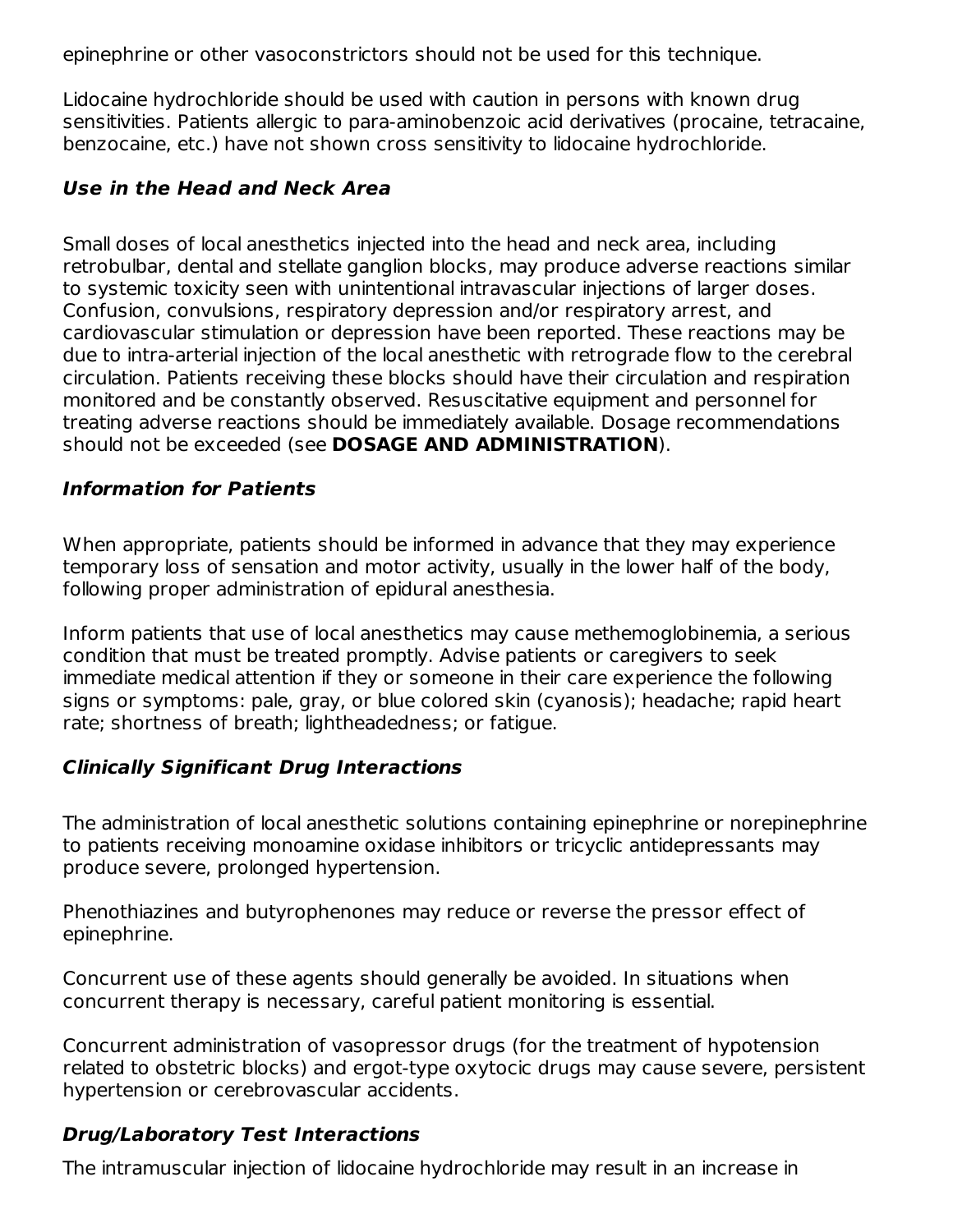epinephrine or other vasoconstrictors should not be used for this technique.

Lidocaine hydrochloride should be used with caution in persons with known drug sensitivities. Patients allergic to para-aminobenzoic acid derivatives (procaine, tetracaine, benzocaine, etc.) have not shown cross sensitivity to lidocaine hydrochloride.

### *Use in the Head and Neck Area*

Small doses of local anesthetics injected into the head and neck area, including retrobulbar, dental and stellate ganglion blocks, may produce adverse reactions similar to systemic toxicity seen with unintentional intravascular injections of larger doses. Confusion, convulsions, respiratory depression and/or respiratory arrest, and cardiovascular stimulation or depression have been reported. These reactions may be due to intra-arterial injection of the local anesthetic with retrograde flow to the cerebral circulation. Patients receiving these blocks should have their circulation and respiration monitored and be constantly observed. Resuscitative equipment and personnel for treating adverse reactions should be immediately available. Dosage recommendations should not be exceeded (see **DOSAGE AND ADMINISTRATION**).

### *Information for Patients*

When appropriate, patients should be informed in advance that they may experience temporary loss of sensation and motor activity, usually in the lower half of the body, following proper administration of epidural anesthesia.

Inform patients that use of local anesthetics may cause methemoglobinemia, a serious condition that must be treated promptly. Advise patients or caregivers to seek immediate medical attention if they or someone in their care experience the following signs or symptoms: pale, gray, or blue colored skin (cyanosis); headache; rapid heart rate; shortness of breath; lightheadedness; or fatigue.

### *Clinically Significant Drug Interactions*

The administration of local anesthetic solutions containing epinephrine or norepinephrine to patients receiving monoamine oxidase inhibitors or tricyclic antidepressants may produce severe, prolonged hypertension.

Phenothiazines and butyrophenones may reduce or reverse the pressor effect of epinephrine.

Concurrent use of these agents should generally be avoided. In situations when concurrent therapy is necessary, careful patient monitoring is essential.

Concurrent administration of vasopressor drugs (for the treatment of hypotension related to obstetric blocks) and ergot-type oxytocic drugs may cause severe, persistent hypertension or cerebrovascular accidents.

### *Drug/Laboratory Test Interactions*

The intramuscular injection of lidocaine hydrochloride may result in an increase in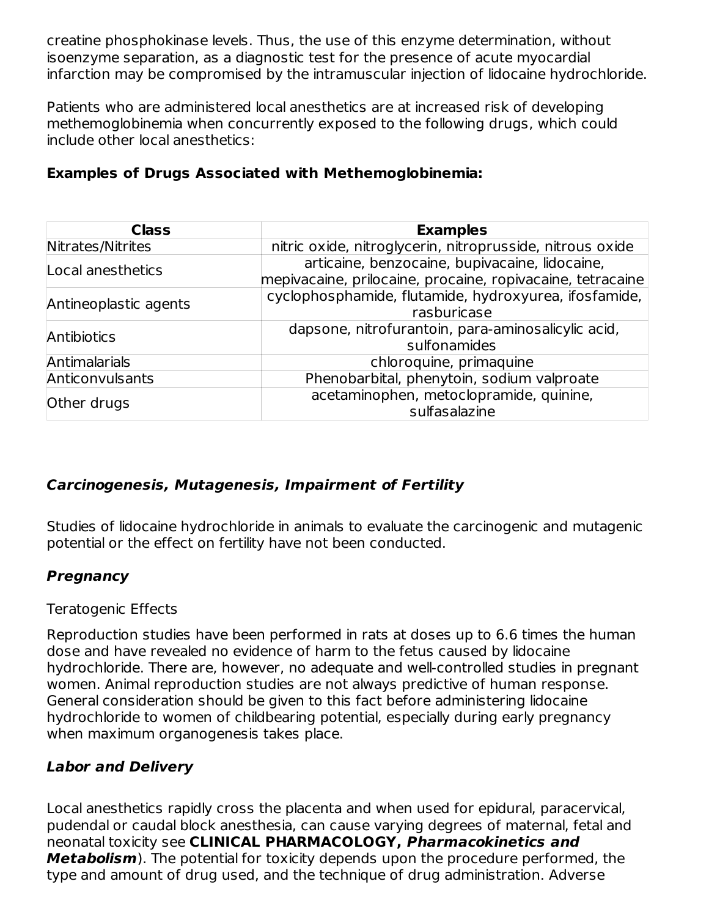creatine phosphokinase levels. Thus, the use of this enzyme determination, without isoenzyme separation, as a diagnostic test for the presence of acute myocardial infarction may be compromised by the intramuscular injection of lidocaine hydrochloride.

Patients who are administered local anesthetics are at increased risk of developing methemoglobinemia when concurrently exposed to the following drugs, which could include other local anesthetics:

**Examples of Drugs Associated with Methemoglobinemia:**

| Class | Examples |
| --- | --- |
| Nitrates/Nitrites | nitric oxide, nitroglycerin, nitroprusside, nitrous oxide |
| Local anesthetics | articaine, benzocaine, bupivacaine, lidocaine, mepivacaine, prilocaine, procaine, ropivacaine, tetracaine |
| Antineoplastic agents | cyclophosphamide, flutamide, hydroxyurea, ifosfamide, rasburicase |
| Antibiotics | dapsone, nitrofurantoin, para-aminosalicylic acid, sulfonamides |
| Antimalarials | chloroquine, primaquine |
| Anticonvulsants | Phenobarbital, phenytoin, sodium valproate |
| Other drugs | acetaminophen, metoclopramide, quinine, sulfasalazine |

***Carcinogenesis, Mutagenesis, Impairment of Fertility***

Studies of lidocaine hydrochloride in animals to evaluate the carcinogenic and mutagenic potential or the effect on fertility have not been conducted.

***Pregnancy***

Teratogenic Effects

Reproduction studies have been performed in rats at doses up to 6.6 times the human dose and have revealed no evidence of harm to the fetus caused by lidocaine hydrochloride. There are, however, no adequate and well-controlled studies in pregnant women. Animal reproduction studies are not always predictive of human response. General consideration should be given to this fact before administering lidocaine hydrochloride to women of childbearing potential, especially during early pregnancy when maximum organogenesis takes place.

***Labor and Delivery***

Local anesthetics rapidly cross the placenta and when used for epidural, paracervical, pudendal or caudal block anesthesia, can cause varying degrees of maternal, fetal and neonatal toxicity see **CLINICAL PHARMACOLOGY, *Pharmacokinetics and Metabolism***). The potential for toxicity depends upon the procedure performed, the type and amount of drug used, and the technique of drug administration. Adverse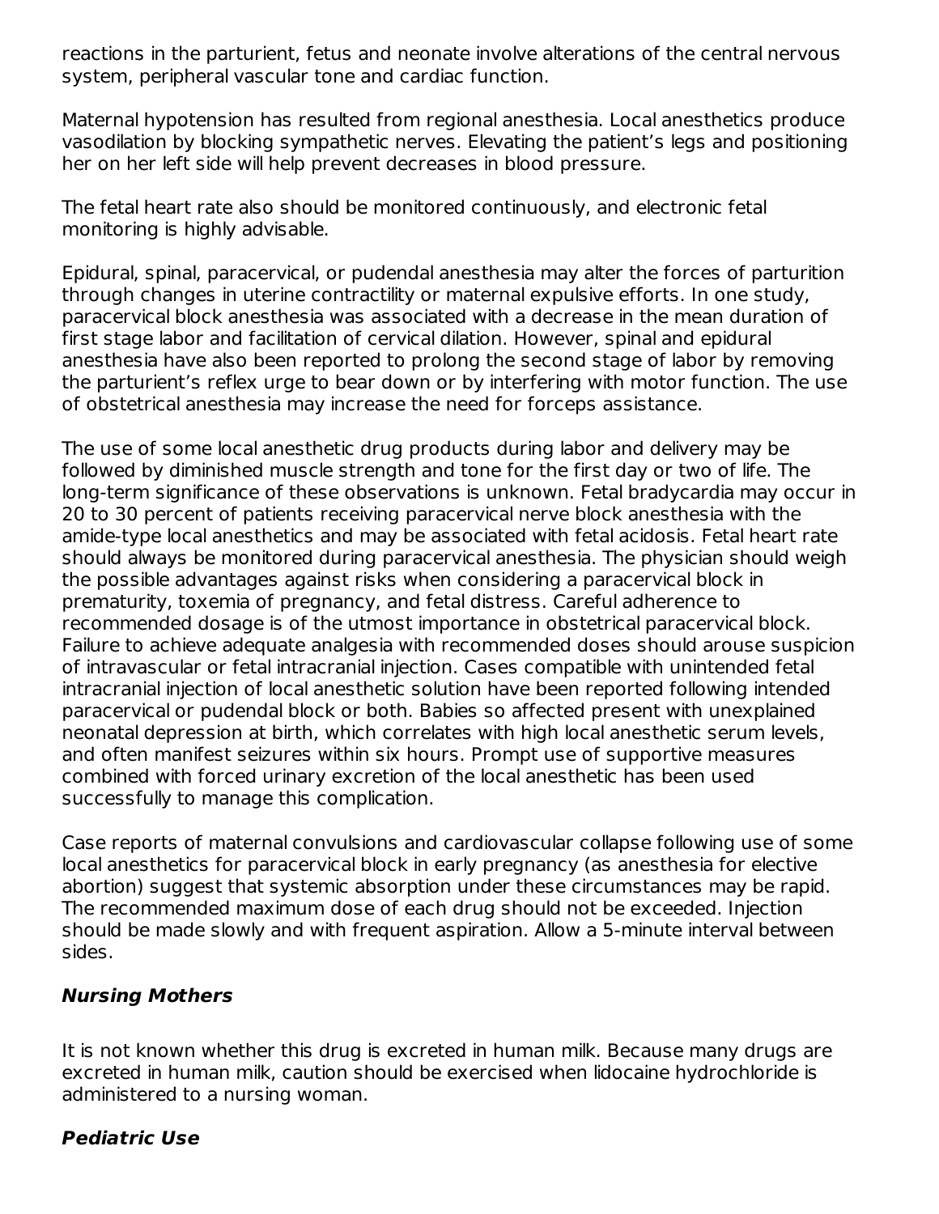reactions in the parturient, fetus and neonate involve alterations of the central nervous system, peripheral vascular tone and cardiac function.

Maternal hypotension has resulted from regional anesthesia. Local anesthetics produce vasodilation by blocking sympathetic nerves. Elevating the patient's legs and positioning her on her left side will help prevent decreases in blood pressure.

The fetal heart rate also should be monitored continuously, and electronic fetal monitoring is highly advisable.

Epidural, spinal, paracervical, or pudendal anesthesia may alter the forces of parturition through changes in uterine contractility or maternal expulsive efforts. In one study, paracervical block anesthesia was associated with a decrease in the mean duration of first stage labor and facilitation of cervical dilation. However, spinal and epidural anesthesia have also been reported to prolong the second stage of labor by removing the parturient's reflex urge to bear down or by interfering with motor function. The use of obstetrical anesthesia may increase the need for forceps assistance.

The use of some local anesthetic drug products during labor and delivery may be followed by diminished muscle strength and tone for the first day or two of life. The long-term significance of these observations is unknown. Fetal bradycardia may occur in 20 to 30 percent of patients receiving paracervical nerve block anesthesia with the amide-type local anesthetics and may be associated with fetal acidosis. Fetal heart rate should always be monitored during paracervical anesthesia. The physician should weigh the possible advantages against risks when considering a paracervical block in prematurity, toxemia of pregnancy, and fetal distress. Careful adherence to recommended dosage is of the utmost importance in obstetrical paracervical block. Failure to achieve adequate analgesia with recommended doses should arouse suspicion of intravascular or fetal intracranial injection. Cases compatible with unintended fetal intracranial injection of local anesthetic solution have been reported following intended paracervical or pudendal block or both. Babies so affected present with unexplained neonatal depression at birth, which correlates with high local anesthetic serum levels, and often manifest seizures within six hours. Prompt use of supportive measures combined with forced urinary excretion of the local anesthetic has been used successfully to manage this complication.

Case reports of maternal convulsions and cardiovascular collapse following use of some local anesthetics for paracervical block in early pregnancy (as anesthesia for elective abortion) suggest that systemic absorption under these circumstances may be rapid. The recommended maximum dose of each drug should not be exceeded. Injection should be made slowly and with frequent aspiration. Allow a 5-minute interval between sides.

### *Nursing Mothers*

It is not known whether this drug is excreted in human milk. Because many drugs are excreted in human milk, caution should be exercised when lidocaine hydrochloride is administered to a nursing woman.

### *Pediatric Use*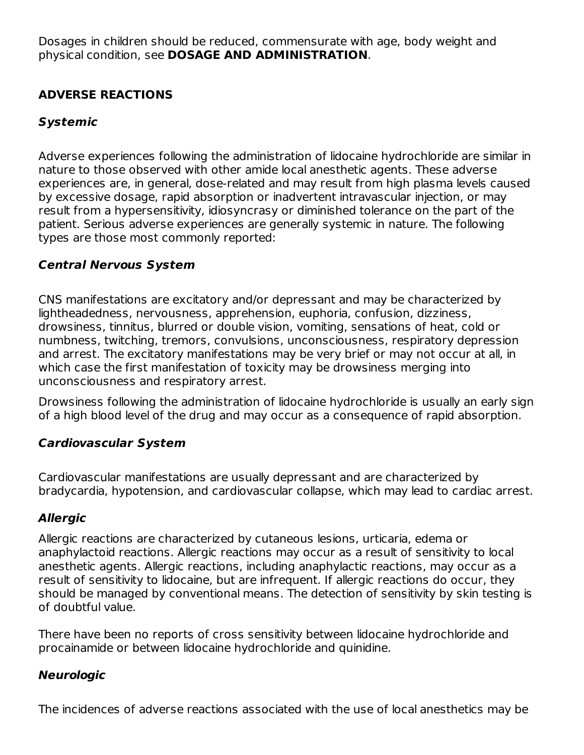Dosages in children should be reduced, commensurate with age, body weight and physical condition, see **DOSAGE AND ADMINISTRATION**.

## ADVERSE REACTIONS

### *Systemic*

Adverse experiences following the administration of lidocaine hydrochloride are similar in nature to those observed with other amide local anesthetic agents. These adverse experiences are, in general, dose-related and may result from high plasma levels caused by excessive dosage, rapid absorption or inadvertent intravascular injection, or may result from a hypersensitivity, idiosyncrasy or diminished tolerance on the part of the patient. Serious adverse experiences are generally systemic in nature. The following types are those most commonly reported:

### *Central Nervous System*

CNS manifestations are excitatory and/or depressant and may be characterized by lightheadedness, nervousness, apprehension, euphoria, confusion, dizziness, drowsiness, tinnitus, blurred or double vision, vomiting, sensations of heat, cold or numbness, twitching, tremors, convulsions, unconsciousness, respiratory depression and arrest. The excitatory manifestations may be very brief or may not occur at all, in which case the first manifestation of toxicity may be drowsiness merging into unconsciousness and respiratory arrest.

Drowsiness following the administration of lidocaine hydrochloride is usually an early sign of a high blood level of the drug and may occur as a consequence of rapid absorption.

### *Cardiovascular System*

Cardiovascular manifestations are usually depressant and are characterized by bradycardia, hypotension, and cardiovascular collapse, which may lead to cardiac arrest.

### *Allergic*

Allergic reactions are characterized by cutaneous lesions, urticaria, edema or anaphylactoid reactions. Allergic reactions may occur as a result of sensitivity to local anesthetic agents. Allergic reactions, including anaphylactic reactions, may occur as a result of sensitivity to lidocaine, but are infrequent. If allergic reactions do occur, they should be managed by conventional means. The detection of sensitivity by skin testing is of doubtful value.

There have been no reports of cross sensitivity between lidocaine hydrochloride and procainamide or between lidocaine hydrochloride and quinidine.

### *Neurologic*

The incidences of adverse reactions associated with the use of local anesthetics may be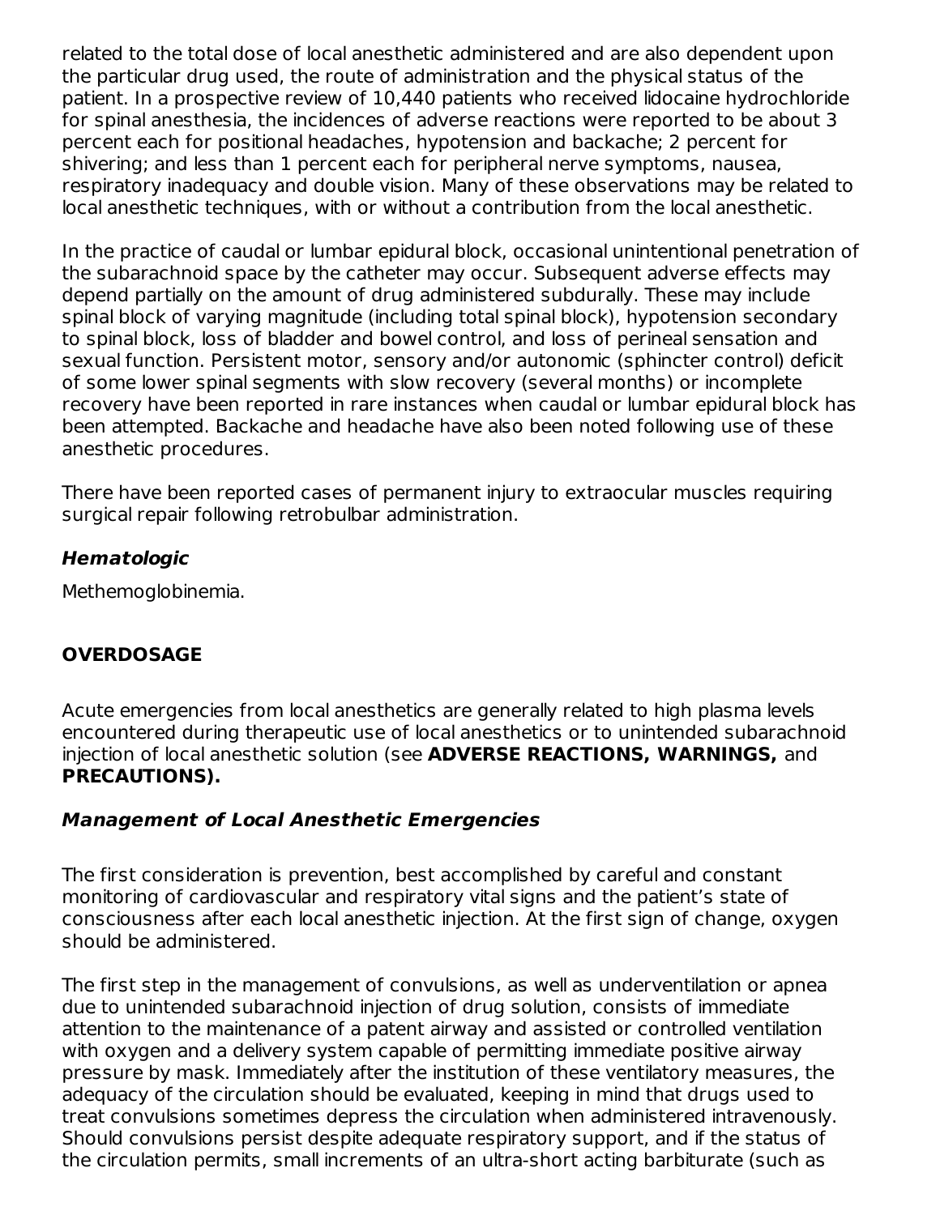related to the total dose of local anesthetic administered and are also dependent upon the particular drug used, the route of administration and the physical status of the patient. In a prospective review of 10,440 patients who received lidocaine hydrochloride for spinal anesthesia, the incidences of adverse reactions were reported to be about 3 percent each for positional headaches, hypotension and backache; 2 percent for shivering; and less than 1 percent each for peripheral nerve symptoms, nausea, respiratory inadequacy and double vision. Many of these observations may be related to local anesthetic techniques, with or without a contribution from the local anesthetic.

In the practice of caudal or lumbar epidural block, occasional unintentional penetration of the subarachnoid space by the catheter may occur. Subsequent adverse effects may depend partially on the amount of drug administered subdurally. These may include spinal block of varying magnitude (including total spinal block), hypotension secondary to spinal block, loss of bladder and bowel control, and loss of perineal sensation and sexual function. Persistent motor, sensory and/or autonomic (sphincter control) deficit of some lower spinal segments with slow recovery (several months) or incomplete recovery have been reported in rare instances when caudal or lumbar epidural block has been attempted. Backache and headache have also been noted following use of these anesthetic procedures.

There have been reported cases of permanent injury to extraocular muscles requiring surgical repair following retrobulbar administration.

### *Hematologic*

Methemoglobinemia.

## OVERDOSAGE

Acute emergencies from local anesthetics are generally related to high plasma levels encountered during therapeutic use of local anesthetics or to unintended subarachnoid injection of local anesthetic solution (see **ADVERSE REACTIONS, WARNINGS,** and **PRECAUTIONS).**

### *Management of Local Anesthetic Emergencies*

The first consideration is prevention, best accomplished by careful and constant monitoring of cardiovascular and respiratory vital signs and the patient's state of consciousness after each local anesthetic injection. At the first sign of change, oxygen should be administered.

The first step in the management of convulsions, as well as underventilation or apnea due to unintended subarachnoid injection of drug solution, consists of immediate attention to the maintenance of a patent airway and assisted or controlled ventilation with oxygen and a delivery system capable of permitting immediate positive airway pressure by mask. Immediately after the institution of these ventilatory measures, the adequacy of the circulation should be evaluated, keeping in mind that drugs used to treat convulsions sometimes depress the circulation when administered intravenously. Should convulsions persist despite adequate respiratory support, and if the status of the circulation permits, small increments of an ultra-short acting barbiturate (such as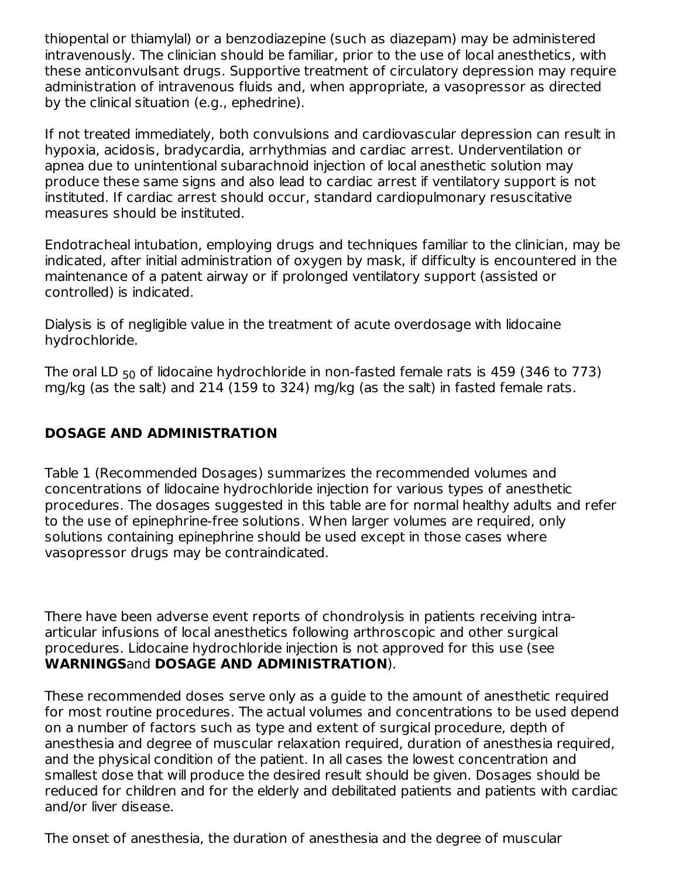thiopental or thiamylal) or a benzodiazepine (such as diazepam) may be administered intravenously. The clinician should be familiar, prior to the use of local anesthetics, with these anticonvulsant drugs. Supportive treatment of circulatory depression may require administration of intravenous fluids and, when appropriate, a vasopressor as directed by the clinical situation (e.g., ephedrine).

If not treated immediately, both convulsions and cardiovascular depression can result in hypoxia, acidosis, bradycardia, arrhythmias and cardiac arrest. Underventilation or apnea due to unintentional subarachnoid injection of local anesthetic solution may produce these same signs and also lead to cardiac arrest if ventilatory support is not instituted. If cardiac arrest should occur, standard cardiopulmonary resuscitative measures should be instituted.

Endotracheal intubation, employing drugs and techniques familiar to the clinician, may be indicated, after initial administration of oxygen by mask, if difficulty is encountered in the maintenance of a patent airway or if prolonged ventilatory support (assisted or controlled) is indicated.

Dialysis is of negligible value in the treatment of acute overdosage with lidocaine hydrochloride.

The oral $LD_{50}$ of lidocaine hydrochloride in non-fasted female rats is 459 (346 to 773) mg/kg (as the salt) and 214 (159 to 324) mg/kg (as the salt) in fasted female rats.

## DOSAGE AND ADMINISTRATION

Table 1 (Recommended Dosages) summarizes the recommended volumes and concentrations of lidocaine hydrochloride injection for various types of anesthetic procedures. The dosages suggested in this table are for normal healthy adults and refer to the use of epinephrine-free solutions. When larger volumes are required, only solutions containing epinephrine should be used except in those cases where vasopressor drugs may be contraindicated.

There have been adverse event reports of chondrolysis in patients receiving intra-articular infusions of local anesthetics following arthroscopic and other surgical procedures. Lidocaine hydrochloride injection is not approved for this use (see **WARNINGS** and **DOSAGE AND ADMINISTRATION**).

These recommended doses serve only as a guide to the amount of anesthetic required for most routine procedures. The actual volumes and concentrations to be used depend on a number of factors such as type and extent of surgical procedure, depth of anesthesia and degree of muscular relaxation required, duration of anesthesia required, and the physical condition of the patient. In all cases the lowest concentration and smallest dose that will produce the desired result should be given. Dosages should be reduced for children and for the elderly and debilitated patients and patients with cardiac and/or liver disease.

The onset of anesthesia, the duration of anesthesia and the degree of muscular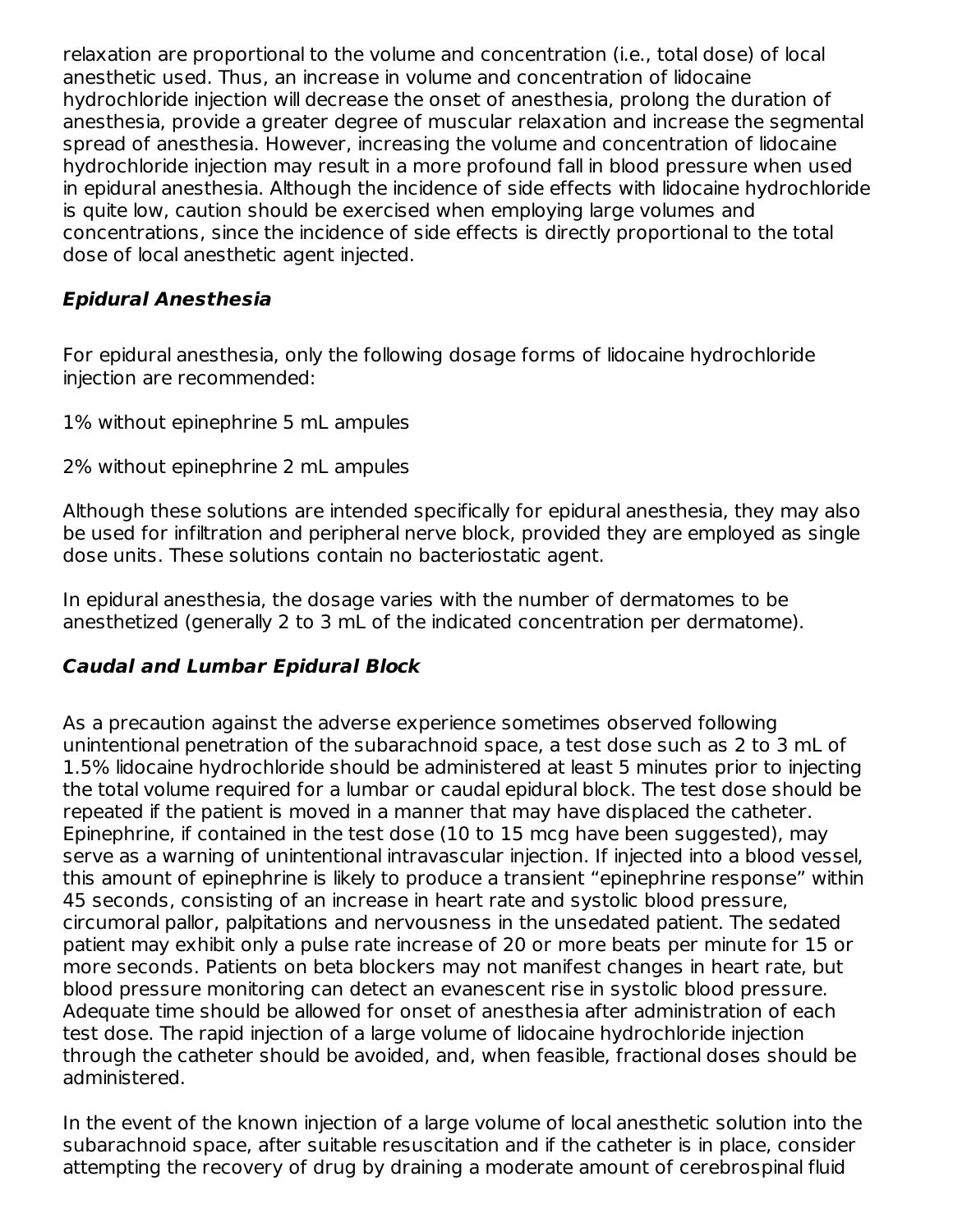relaxation are proportional to the volume and concentration (i.e., total dose) of local anesthetic used. Thus, an increase in volume and concentration of lidocaine hydrochloride injection will decrease the onset of anesthesia, prolong the duration of anesthesia, provide a greater degree of muscular relaxation and increase the segmental spread of anesthesia. However, increasing the volume and concentration of lidocaine hydrochloride injection may result in a more profound fall in blood pressure when used in epidural anesthesia. Although the incidence of side effects with lidocaine hydrochloride is quite low, caution should be exercised when employing large volumes and concentrations, since the incidence of side effects is directly proportional to the total dose of local anesthetic agent injected.

### *Epidural Anesthesia*

For epidural anesthesia, only the following dosage forms of lidocaine hydrochloride injection are recommended:

1% without epinephrine 5 mL ampules

2% without epinephrine 2 mL ampules

Although these solutions are intended specifically for epidural anesthesia, they may also be used for infiltration and peripheral nerve block, provided they are employed as single dose units. These solutions contain no bacteriostatic agent.

In epidural anesthesia, the dosage varies with the number of dermatomes to be anesthetized (generally 2 to 3 mL of the indicated concentration per dermatome).

### *Caudal and Lumbar Epidural Block*

As a precaution against the adverse experience sometimes observed following unintentional penetration of the subarachnoid space, a test dose such as 2 to 3 mL of 1.5% lidocaine hydrochloride should be administered at least 5 minutes prior to injecting the total volume required for a lumbar or caudal epidural block. The test dose should be repeated if the patient is moved in a manner that may have displaced the catheter. Epinephrine, if contained in the test dose (10 to 15 mcg have been suggested), may serve as a warning of unintentional intravascular injection. If injected into a blood vessel, this amount of epinephrine is likely to produce a transient “epinephrine response” within 45 seconds, consisting of an increase in heart rate and systolic blood pressure, circumoral pallor, palpitations and nervousness in the unsedated patient. The sedated patient may exhibit only a pulse rate increase of 20 or more beats per minute for 15 or more seconds. Patients on beta blockers may not manifest changes in heart rate, but blood pressure monitoring can detect an evanescent rise in systolic blood pressure. Adequate time should be allowed for onset of anesthesia after administration of each test dose. The rapid injection of a large volume of lidocaine hydrochloride injection through the catheter should be avoided, and, when feasible, fractional doses should be administered.

In the event of the known injection of a large volume of local anesthetic solution into the subarachnoid space, after suitable resuscitation and if the catheter is in place, consider attempting the recovery of drug by draining a moderate amount of cerebrospinal fluid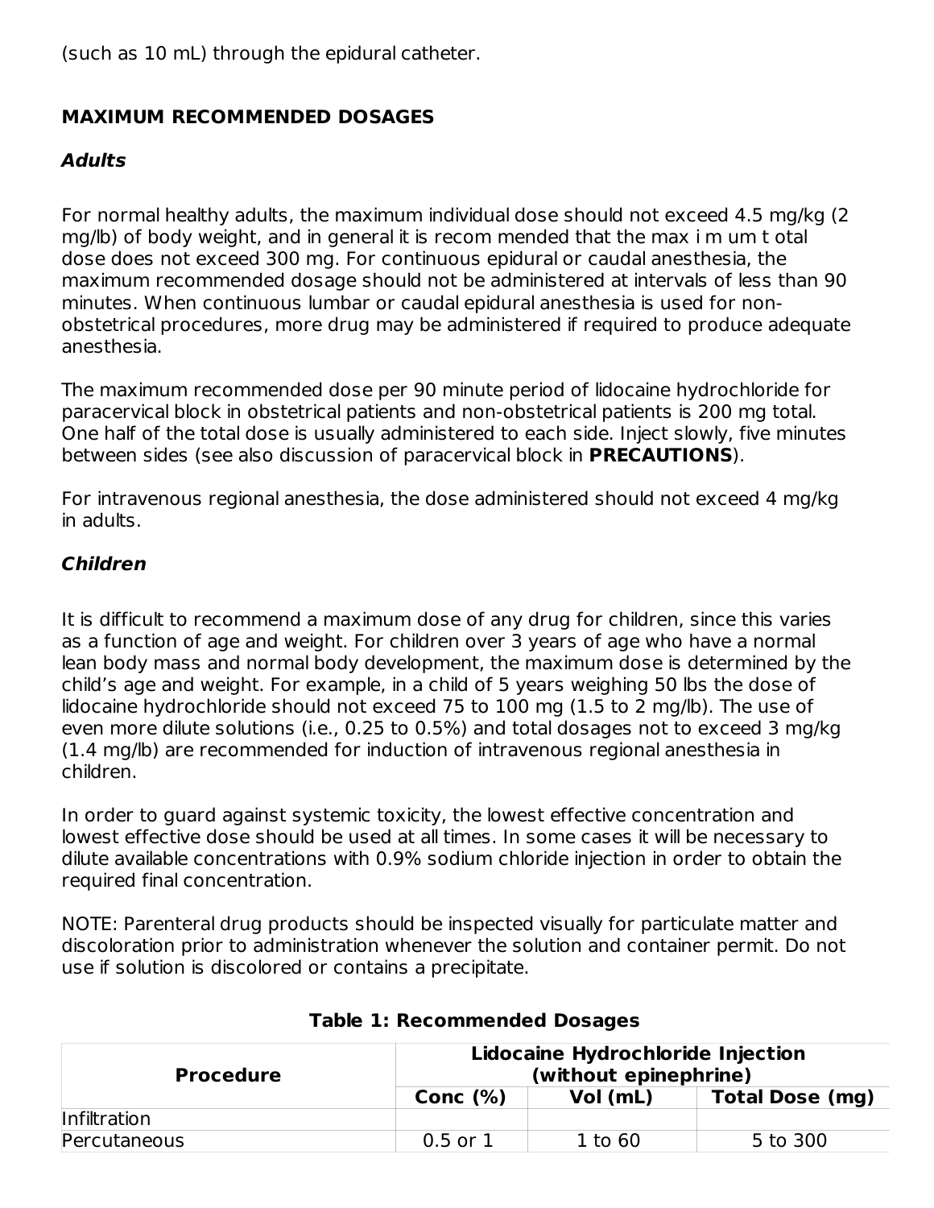(such as 10 mL) through the epidural catheter.

## MAXIMUM RECOMMENDED DOSAGES

### *Adults*

For normal healthy adults, the maximum individual dose should not exceed 4.5 mg/kg (2 mg/lb) of body weight, and in general it is recom mended that the max i m um t otal dose does not exceed 300 mg. For continuous epidural or caudal anesthesia, the maximum recommended dosage should not be administered at intervals of less than 90 minutes. When continuous lumbar or caudal epidural anesthesia is used for non-obstetrical procedures, more drug may be administered if required to produce adequate anesthesia.

The maximum recommended dose per 90 minute period of lidocaine hydrochloride for paracervical block in obstetrical patients and non-obstetrical patients is 200 mg total. One half of the total dose is usually administered to each side. Inject slowly, five minutes between sides (see also discussion of paracervical block in **PRECAUTIONS**).

For intravenous regional anesthesia, the dose administered should not exceed 4 mg/kg in adults.

### *Children*

It is difficult to recommend a maximum dose of any drug for children, since this varies as a function of age and weight. For children over 3 years of age who have a normal lean body mass and normal body development, the maximum dose is determined by the child's age and weight. For example, in a child of 5 years weighing 50 lbs the dose of lidocaine hydrochloride should not exceed 75 to 100 mg (1.5 to 2 mg/lb). The use of even more dilute solutions (i.e., 0.25 to 0.5%) and total dosages not to exceed 3 mg/kg (1.4 mg/lb) are recommended for induction of intravenous regional anesthesia in children.

In order to guard against systemic toxicity, the lowest effective concentration and lowest effective dose should be used at all times. In some cases it will be necessary to dilute available concentrations with 0.9% sodium chloride injection in order to obtain the required final concentration.

NOTE: Parenteral drug products should be inspected visually for particulate matter and discoloration prior to administration whenever the solution and container permit. Do not use if solution is discolored or contains a precipitate.

**Table 1: Recommended Dosages**

| Procedure | Lidocaine Hydrochloride Injection (without epinephrine) | | |
|---|---|---|---|
| | Conc (%) | Vol (mL) | Total Dose (mg) |
| Infiltration | | | |
| Percutaneous | 0.5 or 1 | 1 to 60 | 5 to 300 |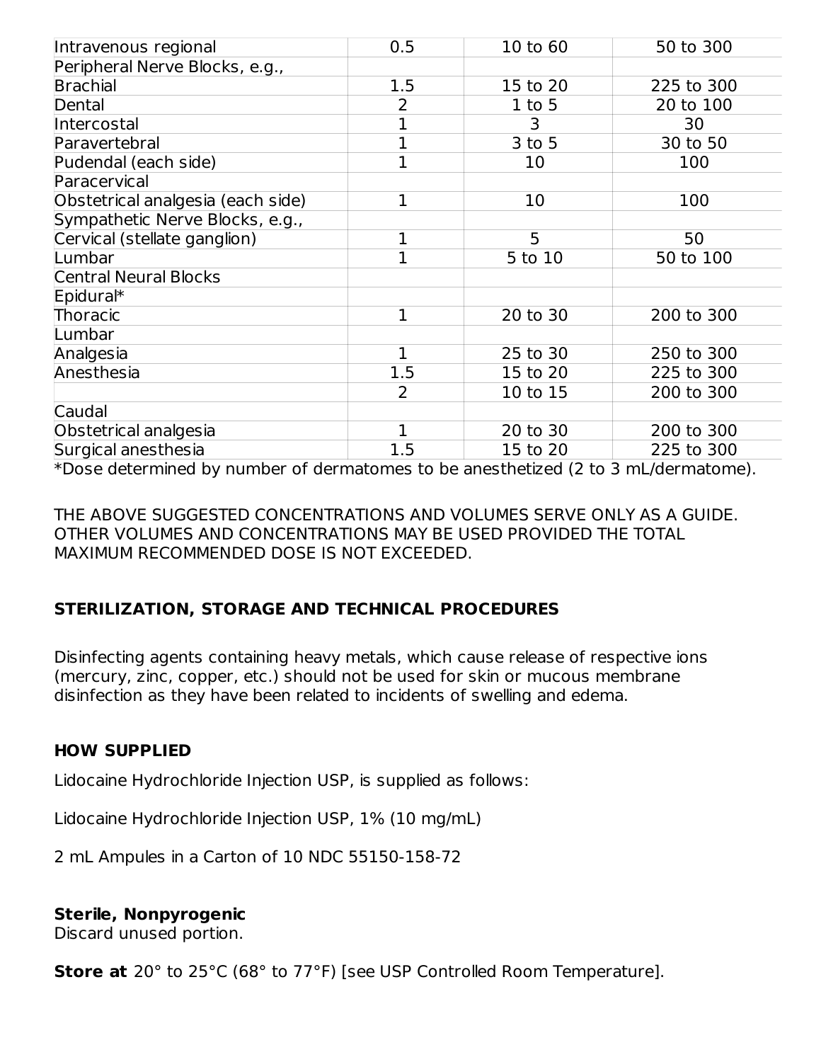| Intravenous regional | 0.5 | 10 to 60 | 50 to 300 |
| --- | --- | --- | --- |
| Peripheral Nerve Blocks, e.g., | | | |
| Brachial | 1.5 | 15 to 20 | 225 to 300 |
| Dental | 2 | 1 to 5 | 20 to 100 |
| Intercostal | 1 | 3 | 30 |
| Paravertebral | 1 | 3 to 5 | 30 to 50 |
| Pudendal (each side) | 1 | 10 | 100 |
| Paracervical | | | |
| Obstetrical analgesia (each side) | 1 | 10 | 100 |
| Sympathetic Nerve Blocks, e.g., | | | |
| Cervical (stellate ganglion) | 1 | 5 | 50 |
| Lumbar | 1 | 5 to 10 | 50 to 100 |
| Central Neural Blocks | | | |
| Epidural* | | | |
| Thoracic | 1 | 20 to 30 | 200 to 300 |
| Lumbar | | | |
| Analgesia | 1 | 25 to 30 | 250 to 300 |
| Anesthesia | 1.5 | 15 to 20 | 225 to 300 |
| | 2 | 10 to 15 | 200 to 300 |
| Caudal | | | |
| Obstetrical analgesia | 1 | 20 to 30 | 200 to 300 |
| Surgical anesthesia | 1.5 | 15 to 20 | 225 to 300 |

*Dose determined by number of dermatomes to be anesthetized (2 to 3 mL/dermatome).

THE ABOVE SUGGESTED CONCENTRATIONS AND VOLUMES SERVE ONLY AS A GUIDE. OTHER VOLUMES AND CONCENTRATIONS MAY BE USED PROVIDED THE TOTAL MAXIMUM RECOMMENDED DOSE IS NOT EXCEEDED.

## STERILIZATION, STORAGE AND TECHNICAL PROCEDURES

Disinfecting agents containing heavy metals, which cause release of respective ions (mercury, zinc, copper, etc.) should not be used for skin or mucous membrane disinfection as they have been related to incidents of swelling and edema.

## HOW SUPPLIED

Lidocaine Hydrochloride Injection USP, is supplied as follows:

Lidocaine Hydrochloride Injection USP, 1% (10 mg/mL)

2 mL Ampules in a Carton of 10 NDC 55150-158-72

**Sterile, Nonpyrogenic**
Discard unused portion.

**Store at** 20° to 25°C (68° to 77°F) [see USP Controlled Room Temperature].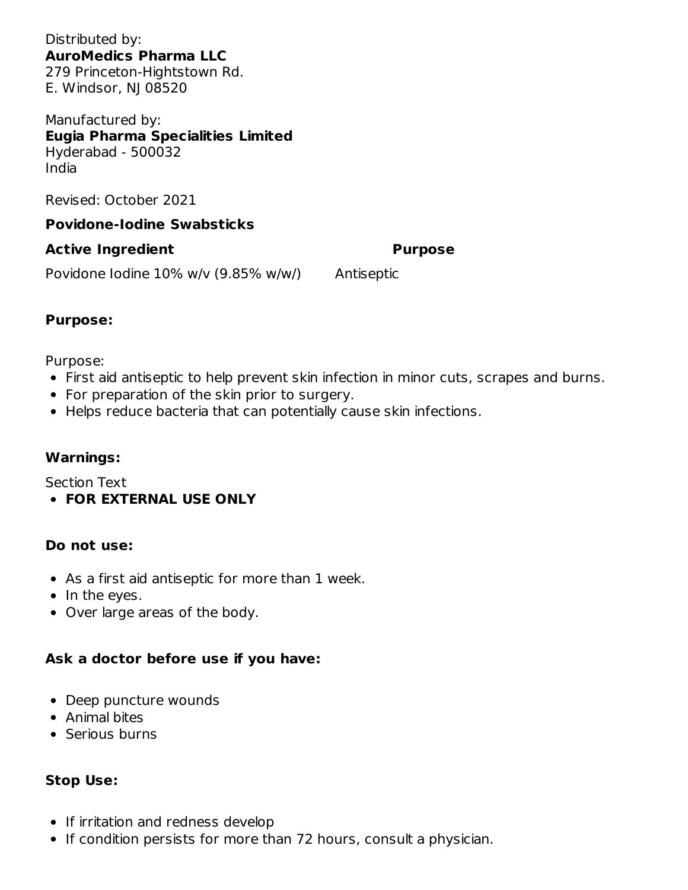Distributed by:
**AuroMedics Pharma LLC**
279 Princeton-Hightstown Rd.
E. Windsor, NJ 08520

Manufactured by:
**Eugia Pharma Specialities Limited**
Hyderabad - 500032
India

Revised: October 2021

### Povidone-Iodine Swabsticks

| Active Ingredient | Purpose |
| --- | --- |
| Povidone Iodine 10% w/v (9.85% w/w/) | Antiseptic |

### Purpose:

Purpose:

- First aid antiseptic to help prevent skin infection in minor cuts, scrapes and burns.
- For preparation of the skin prior to surgery.
- Helps reduce bacteria that can potentially cause skin infections.

### Warnings:

Section Text

- **FOR EXTERNAL USE ONLY**

### Do not use:

- As a first aid antiseptic for more than 1 week.
- In the eyes.
- Over large areas of the body.

### Ask a doctor before use if you have:

- Deep puncture wounds
- Animal bites
- Serious burns

### Stop Use:

- If irritation and redness develop
- If condition persists for more than 72 hours, consult a physician.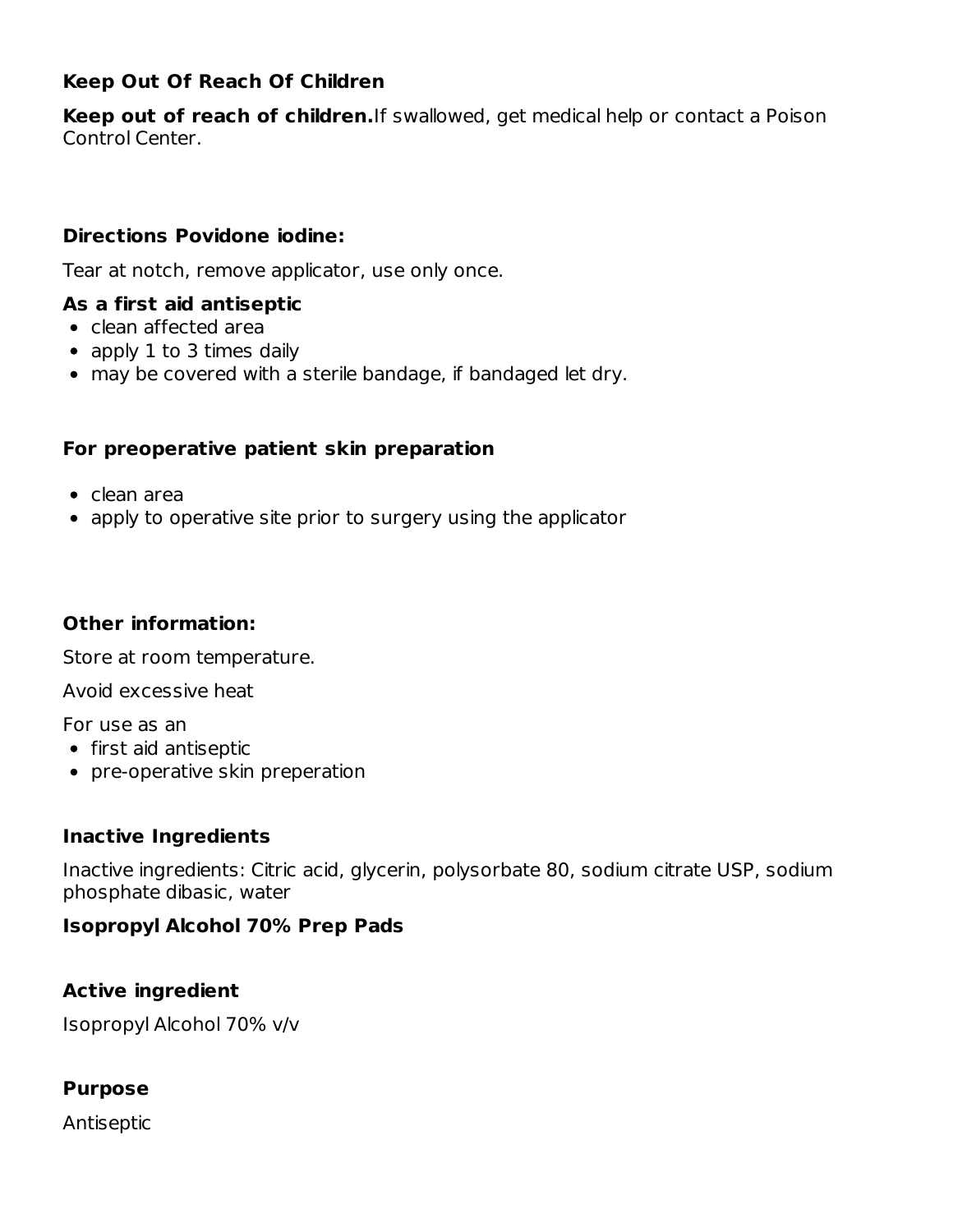### Keep Out Of Reach Of Children

**Keep out of reach of children.** If swallowed, get medical help or contact a Poison Control Center.

### Directions Povidone iodine:

Tear at notch, remove applicator, use only once.

**As a first aid antiseptic**

- clean affected area
- apply 1 to 3 times daily
- may be covered with a sterile bandage, if bandaged let dry.

### For preoperative patient skin preparation

- clean area
- apply to operative site prior to surgery using the applicator

### Other information:

Store at room temperature.

Avoid excessive heat

For use as an

- first aid antiseptic
- pre-operative skin preperation

### Inactive Ingredients

Inactive ingredients: Citric acid, glycerin, polysorbate 80, sodium citrate USP, sodium phosphate dibasic, water

**Isopropyl Alcohol 70% Prep Pads**

### Active ingredient

Isopropyl Alcohol 70% v/v

### Purpose

Antiseptic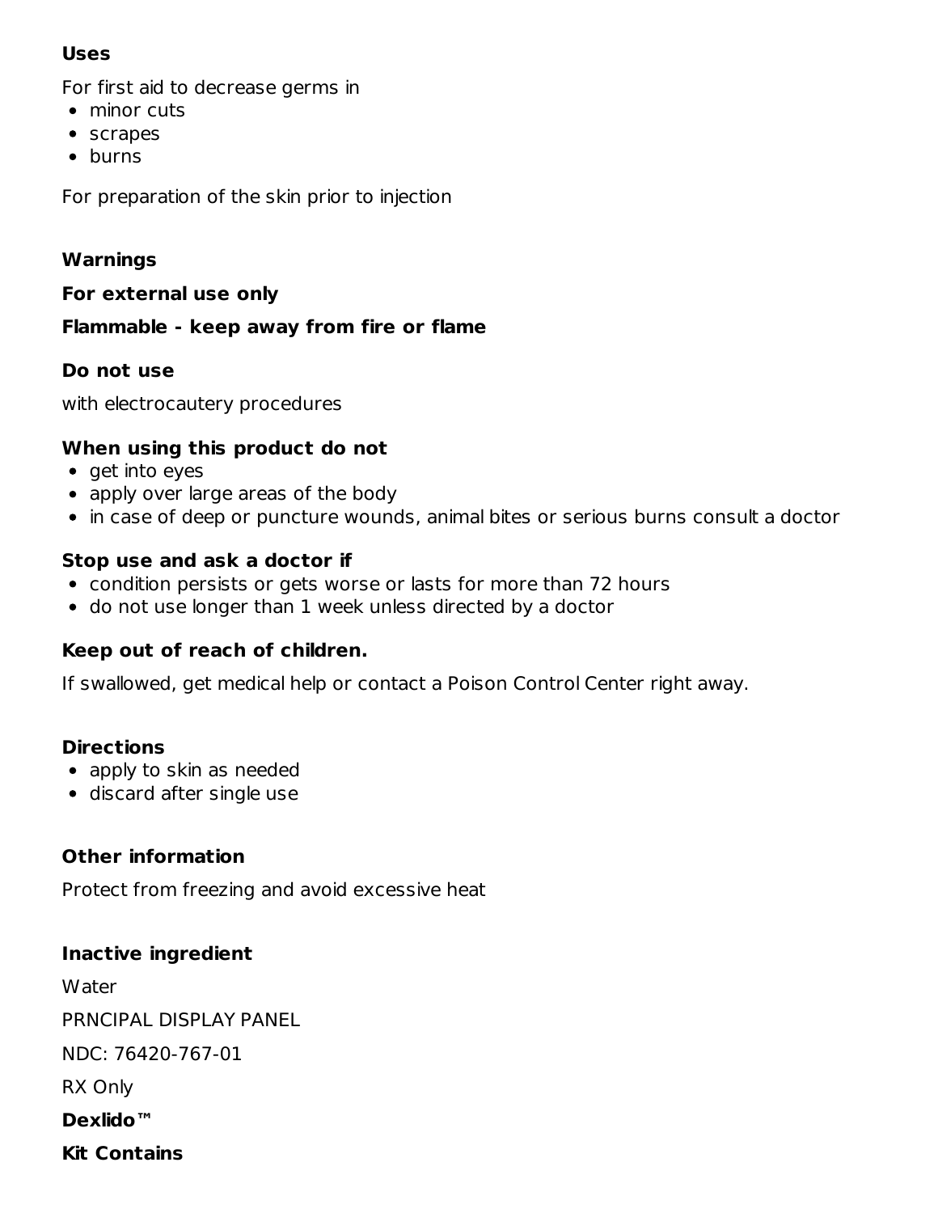**Uses**

For first aid to decrease germs in

- minor cuts
- scrapes
- burns

For preparation of the skin prior to injection

**Warnings**

**For external use only**

**Flammable - keep away from fire or flame**

**Do not use**

with electrocautery procedures

**When using this product do not**

- get into eyes
- apply over large areas of the body
- in case of deep or puncture wounds, animal bites or serious burns consult a doctor

**Stop use and ask a doctor if**

- condition persists or gets worse or lasts for more than 72 hours
- do not use longer than 1 week unless directed by a doctor

**Keep out of reach of children.**

If swallowed, get medical help or contact a Poison Control Center right away.

**Directions**

- apply to skin as needed
- discard after single use

**Other information**

Protect from freezing and avoid excessive heat

**Inactive ingredient**

Water

PRNCIPAL DISPLAY PANEL

NDC: 76420-767-01

RX Only

**Dexlido™**

**Kit Contains**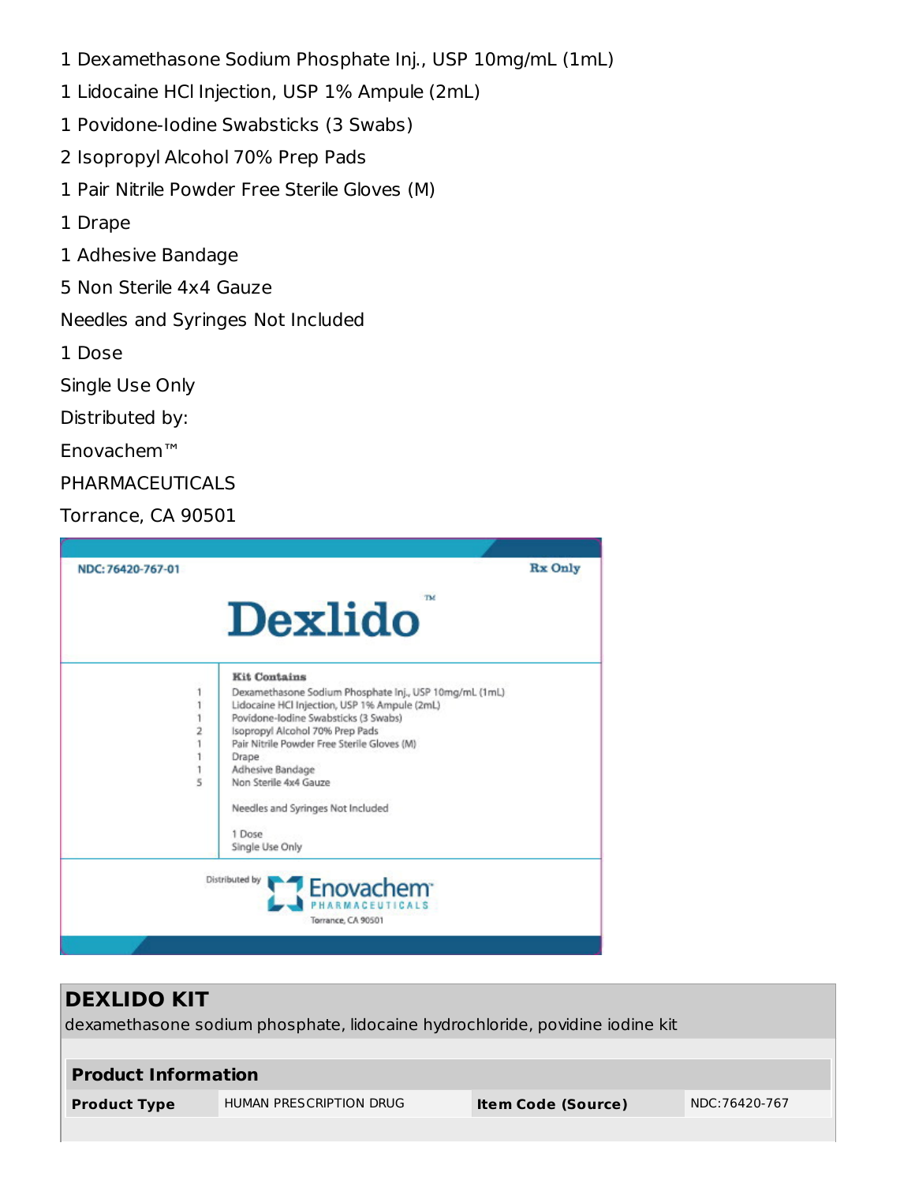1 Dexamethasone Sodium Phosphate Inj., USP 10mg/mL (1mL)

1 Lidocaine HCl Injection, USP 1% Ampule (2mL)

1 Povidone-Iodine Swabsticks (3 Swabs)

2 Isopropyl Alcohol 70% Prep Pads

1 Pair Nitrile Powder Free Sterile Gloves (M)

1 Drape

1 Adhesive Bandage

5 Non Sterile 4x4 Gauze

Needles and Syringes Not Included

1 Dose

Single Use Only

Distributed by:

Enovachem™

PHARMACEUTICALS

Torrance, CA 90501

NDC: 76420-767-01

Rx Only

# Dexlido™

**Kit Contains**

| | |
|---|---|
| 1 | Dexamethasone Sodium Phosphate Inj., USP 10mg/mL (1mL) |
| 1 | Lidocaine HCl Injection, USP 1% Ampule (2mL) |
| 1 | Povidone-Iodine Swabsticks (3 Swabs) |
| 2 | Isopropyl Alcohol 70% Prep Pads |
| 1 | Pair Nitrile Powder Free Sterile Gloves (M) |
| 1 | Drape |
| 1 | Adhesive Bandage |
| 5 | Non Sterile 4x4 Gauze |

Needles and Syringes Not Included

1 Dose

Single Use Only

Distributed by Enovachem™ PHARMACEUTICALS

Torrance, CA 90501

## DEXLIDO KIT

dexamethasone sodium phosphate, lidocaine hydrochloride, povidine iodine kit

| Product Information | | | |
|---|---|---|---|
| **Product Type** | HUMAN PRESCRIPTION DRUG | **Item Code (Source)** | NDC:76420-767 |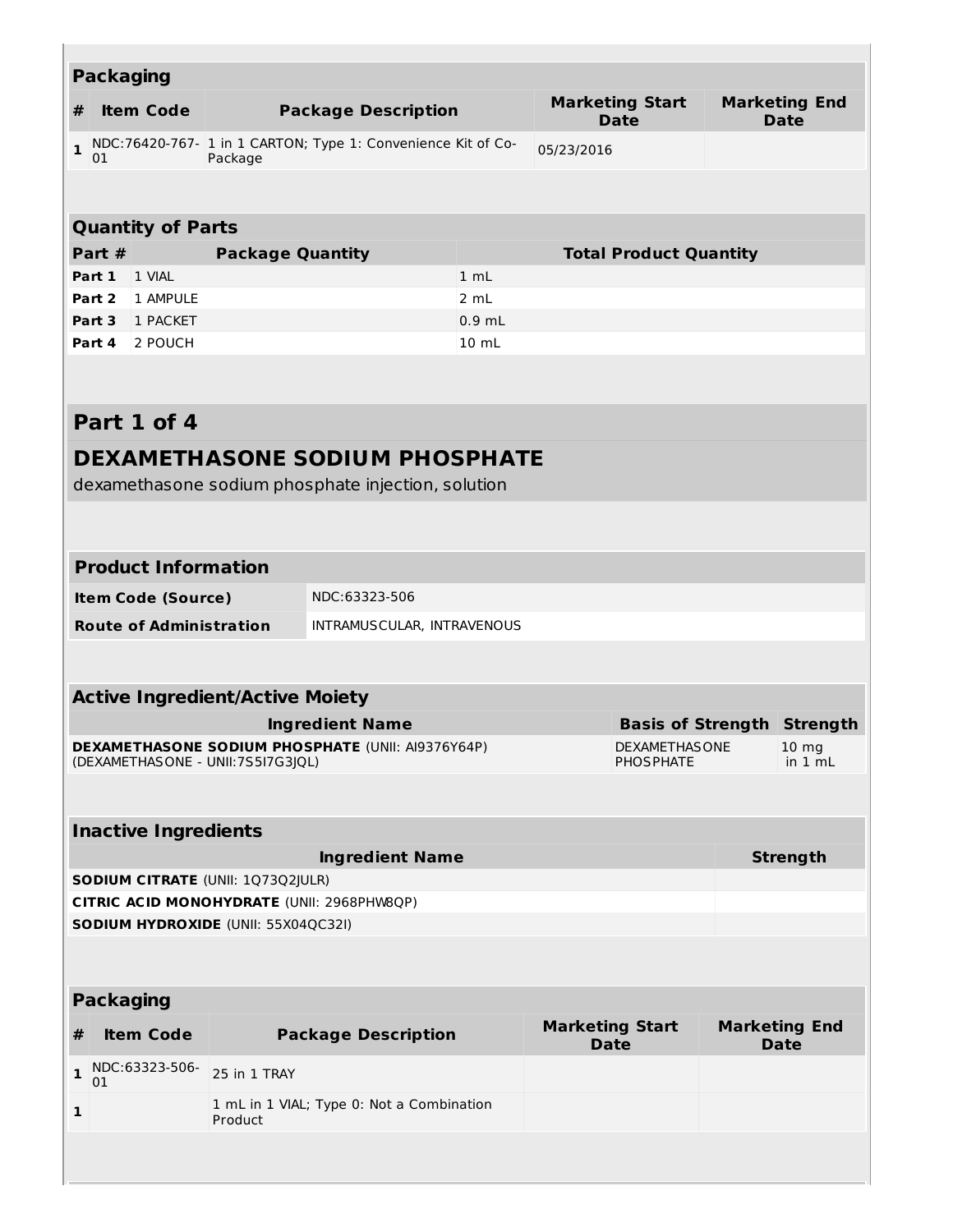### Packaging

| # | Item Code | Package Description | Marketing Start Date | Marketing End Date |
|---|---|---|---|---|
| 1 | NDC:76420-767-01 | 1 in 1 CARTON; Type 1: Convenience Kit of Co-Package | 05/23/2016 | |

### Quantity of Parts

| Part # | Package Quantity | Total Product Quantity |
|---|---|---|
| Part 1 | 1 VIAL | 1 mL |
| Part 2 | 1 AMPULE | 2 mL |
| Part 3 | 1 PACKET | 0.9 mL |
| Part 4 | 2 POUCH | 10 mL |

## Part 1 of 4

## DEXAMETHASONE SODIUM PHOSPHATE

dexamethasone sodium phosphate injection, solution

### Product Information

| | |
|---|---|
| **Item Code (Source)** | NDC:63323-506 |
| **Route of Administration** | INTRAMUSCULAR, INTRAVENOUS |

### Active Ingredient/Active Moiety

| Ingredient Name | Basis of Strength | Strength |
|---|---|---|
| **DEXAMETHASONE SODIUM PHOSPHATE** (UNII: AI9376Y64P) (DEXAMETHASONE - UNII:7S5I7G3JQL) | DEXAMETHASONE PHOSPHATE | 10 mg in 1 mL |

### Inactive Ingredients

| Ingredient Name | Strength |
|---|---|
| **SODIUM CITRATE** (UNII: 1Q73Q2JULR) | |
| **CITRIC ACID MONOHYDRATE** (UNII: 2968PHW8QP) | |
| **SODIUM HYDROXIDE** (UNII: 55X04QC32I) | |

### Packaging

| # | Item Code | Package Description | Marketing Start Date | Marketing End Date |
|---|---|---|---|---|
| 1 | NDC:63323-506-01 | 25 in 1 TRAY | | |
| 1 | | 1 mL in 1 VIAL; Type 0: Not a Combination Product | | |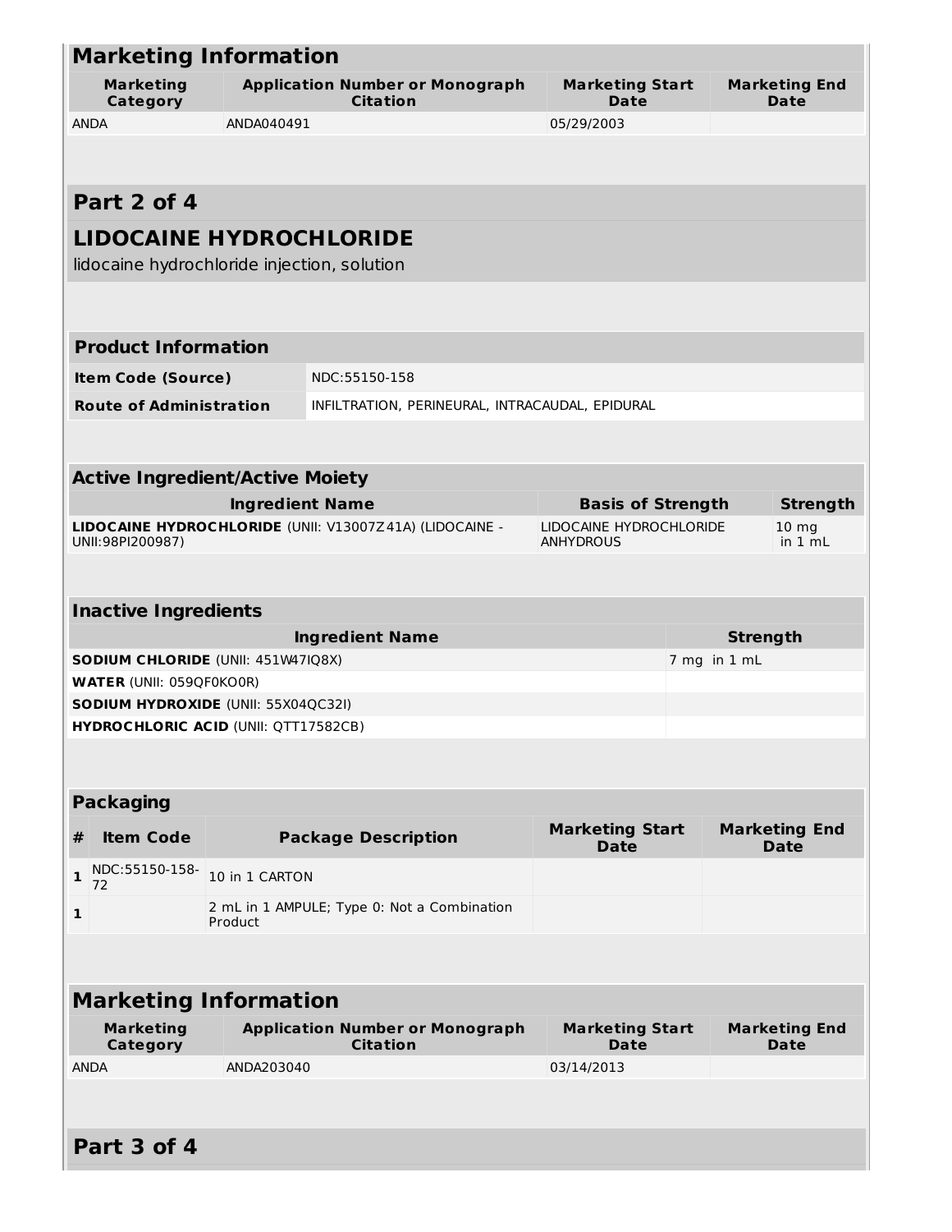## Marketing Information

| Marketing Category | Application Number or Monograph Citation | Marketing Start Date | Marketing End Date |
|---|---|---|---|
| ANDA | ANDA040491 | 05/29/2003 | |

## Part 2 of 4

## LIDOCAINE HYDROCHLORIDE

lidocaine hydrochloride injection, solution

| Product Information | |
|---|---|
| **Item Code (Source)** | NDC:55150-158 |
| **Route of Administration** | INFILTRATION, PERINEURAL, INTRACAUDAL, EPIDURAL |

### Active Ingredient/Active Moiety

| Ingredient Name | Basis of Strength | Strength |
|---|---|---|
| **LIDOCAINE HYDROCHLORIDE** (UNII: V13007Z41A) (LIDOCAINE - UNII:98PI200987) | LIDOCAINE HYDROCHLORIDE ANHYDROUS | 10 mg in 1 mL |

### Inactive Ingredients

| Ingredient Name | Strength |
|---|---|
| **SODIUM CHLORIDE** (UNII: 451W47IQ8X) | 7 mg in 1 mL |
| **WATER** (UNII: 059QF0KO0R) | |
| **SODIUM HYDROXIDE** (UNII: 55X04QC32I) | |
| **HYDROCHLORIC ACID** (UNII: QTT17582CB) | |

### Packaging

| # | Item Code | Package Description | Marketing Start Date | Marketing End Date |
|---|---|---|---|---|
| 1 | NDC:55150-158-72 | 10 in 1 CARTON | | |
| 1 | | 2 mL in 1 AMPULE; Type 0: Not a Combination Product | | |

## Marketing Information

| Marketing Category | Application Number or Monograph Citation | Marketing Start Date | Marketing End Date |
|---|---|---|---|
| ANDA | ANDA203040 | 03/14/2013 | |

## Part 3 of 4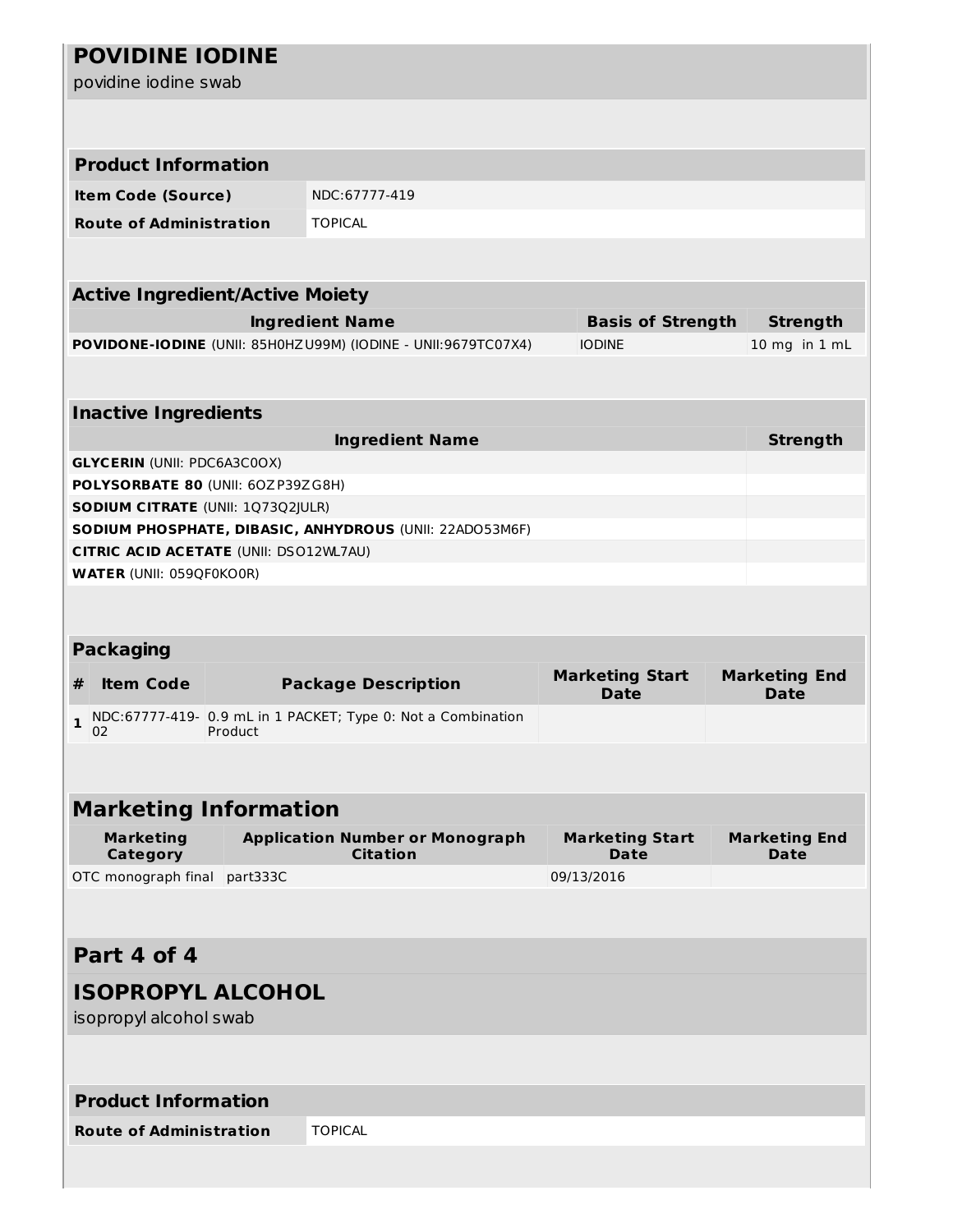## POVIDINE IODINE

povidine iodine swab

| Product Information | |
|---|---|
| **Item Code (Source)** | NDC:67777-419 |
| **Route of Administration** | TOPICAL |

| Active Ingredient/Active Moiety | | |
|---|---|---|
| **Ingredient Name** | **Basis of Strength** | **Strength** |
| **POVIDONE-IODINE** (UNII: 85H0HZU99M) (IODINE - UNII:9679TC07X4) | IODINE | 10 mg in 1 mL |

| Inactive Ingredients | |
|---|---|
| **Ingredient Name** | **Strength** |
| **GLYCERIN** (UNII: PDC6A3C0OX) | |
| **POLYSORBATE 80** (UNII: 6OZP39ZG8H) | |
| **SODIUM CITRATE** (UNII: 1Q73Q2JULR) | |
| **SODIUM PHOSPHATE, DIBASIC, ANHYDROUS** (UNII: 22ADO53M6F) | |
| **CITRIC ACID ACETATE** (UNII: DSO12WL7AU) | |
| **WATER** (UNII: 059QF0KO0R) | |

| Packaging | | | | |
|---|---|---|---|---|
| **#** | **Item Code** | **Package Description** | **Marketing Start Date** | **Marketing End Date** |
| **1** | NDC:67777-419-02 | 0.9 mL in 1 PACKET; Type 0: Not a Combination Product | | |

| Marketing Information | | | |
|---|---|---|---|
| **Marketing Category** | **Application Number or Monograph Citation** | **Marketing Start Date** | **Marketing End Date** |
| OTC monograph final | part333C | 09/13/2016 | |

## Part 4 of 4

## ISOPROPYL ALCOHOL

isopropyl alcohol swab

| Product Information | |
|---|---|
| **Route of Administration** | TOPICAL |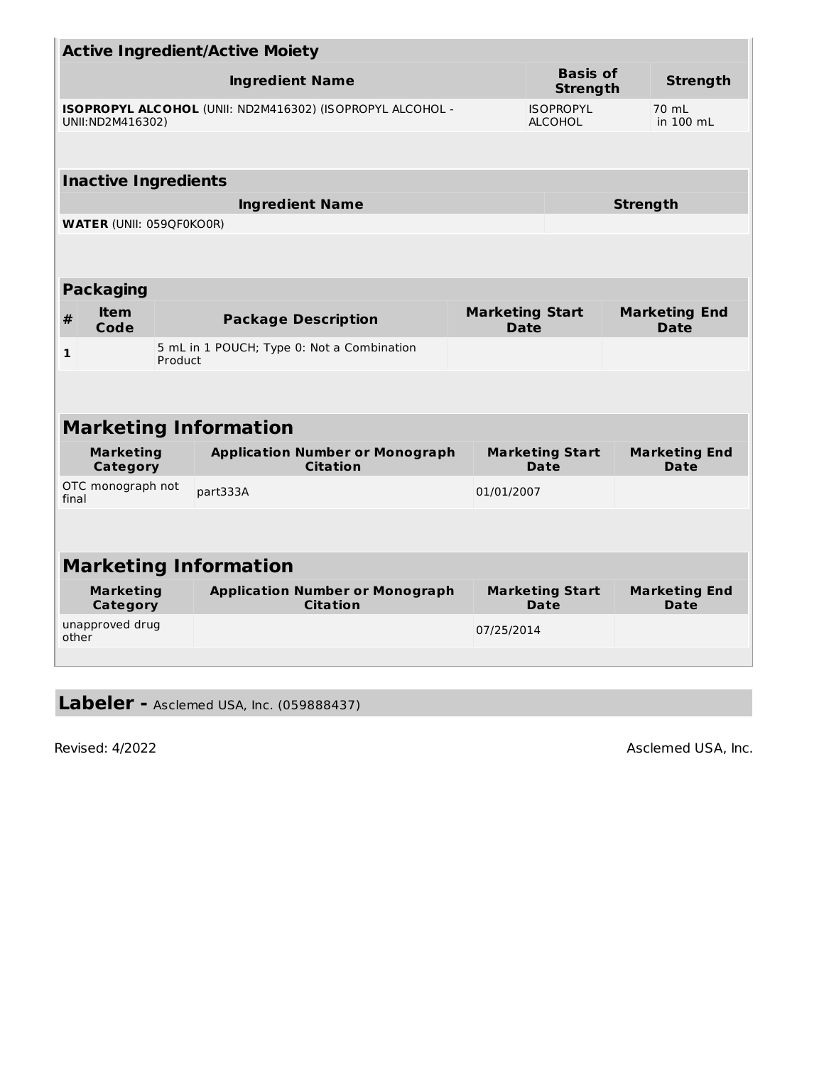| Active Ingredient/Active Moiety | | |
|---|---|---|
| **Ingredient Name** | **Basis of Strength** | **Strength** |
| **ISOPROPYL ALCOHOL** (UNII: ND2M416302) (ISOPROPYL ALCOHOL - UNII:ND2M416302) | ISOPROPYL ALCOHOL | 70 mL in 100 mL |

| Inactive Ingredients | |
|---|---|
| **Ingredient Name** | **Strength** |
| **WATER** (UNII: 059QF0KO0R) | |

| Packaging | | | | |
|---|---|---|---|---|
| **#** | **Item Code** | **Package Description** | **Marketing Start Date** | **Marketing End Date** |
| **1** | | 5 mL in 1 POUCH; Type 0: Not a Combination Product | | |

| Marketing Information | | | |
|---|---|---|---|
| **Marketing Category** | **Application Number or Monograph Citation** | **Marketing Start Date** | **Marketing End Date** |
| OTC monograph not final | part333A | 01/01/2007 | |

| Marketing Information | | | |
|---|---|---|---|
| **Marketing Category** | **Application Number or Monograph Citation** | **Marketing Start Date** | **Marketing End Date** |
| unapproved drug other | | 07/25/2014 | |

**Labeler -** Asclemed USA, Inc. (059888437)

Revised: 4/2022

Asclemed USA, Inc.